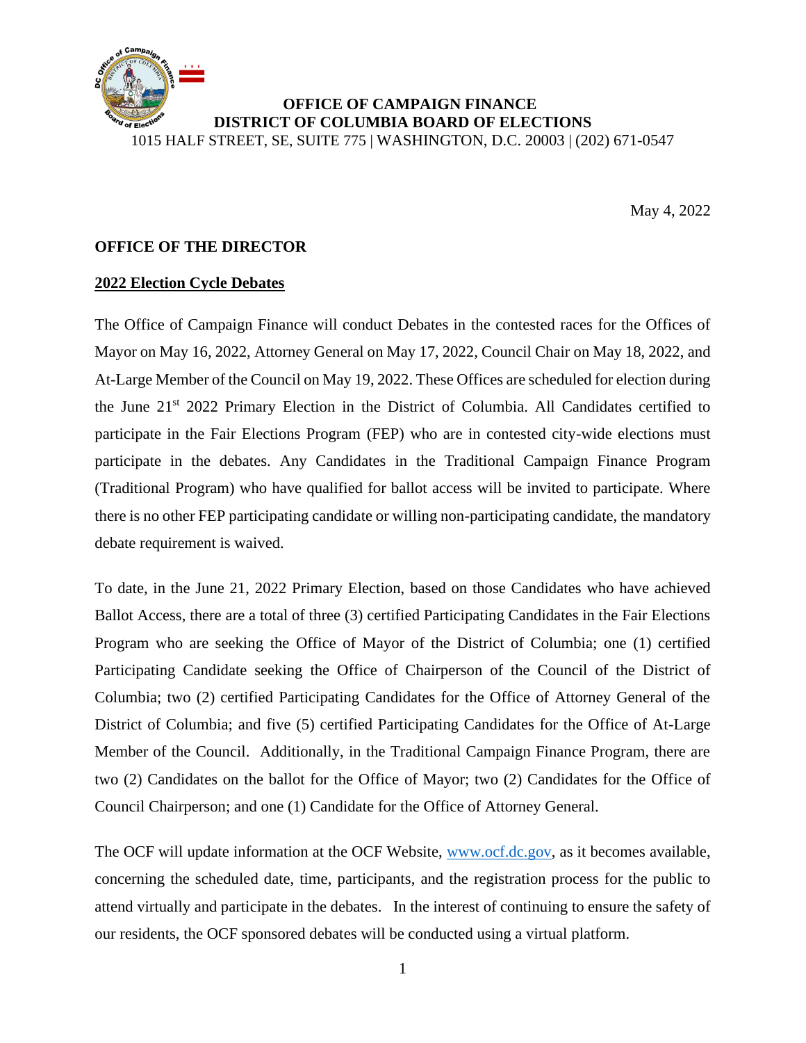**OFFICE OF CAMPAIGN FINANCE**
**DISTRICT OF COLUMBIA BOARD OF ELECTIONS**
1015 HALF STREET, SE, SUITE 775 | WASHINGTON, D.C. 20003 | (202) 671-0547

May 4, 2022

**OFFICE OF THE DIRECTOR**

**2022 Election Cycle Debates**

The Office of Campaign Finance will conduct Debates in the contested races for the Offices of Mayor on May 16, 2022, Attorney General on May 17, 2022, Council Chair on May 18, 2022, and At-Large Member of the Council on May 19, 2022. These Offices are scheduled for election during the June 21st 2022 Primary Election in the District of Columbia. All Candidates certified to participate in the Fair Elections Program (FEP) who are in contested city-wide elections must participate in the debates. Any Candidates in the Traditional Campaign Finance Program (Traditional Program) who have qualified for ballot access will be invited to participate. Where there is no other FEP participating candidate or willing non-participating candidate, the mandatory debate requirement is waived.

To date, in the June 21, 2022 Primary Election, based on those Candidates who have achieved Ballot Access, there are a total of three (3) certified Participating Candidates in the Fair Elections Program who are seeking the Office of Mayor of the District of Columbia; one (1) certified Participating Candidate seeking the Office of Chairperson of the Council of the District of Columbia; two (2) certified Participating Candidates for the Office of Attorney General of the District of Columbia; and five (5) certified Participating Candidates for the Office of At-Large Member of the Council. Additionally, in the Traditional Campaign Finance Program, there are two (2) Candidates on the ballot for the Office of Mayor; two (2) Candidates for the Office of Council Chairperson; and one (1) Candidate for the Office of Attorney General.

The OCF will update information at the OCF Website, www.ocf.dc.gov, as it becomes available, concerning the scheduled date, time, participants, and the registration process for the public to attend virtually and participate in the debates. In the interest of continuing to ensure the safety of our residents, the OCF sponsored debates will be conducted using a virtual platform.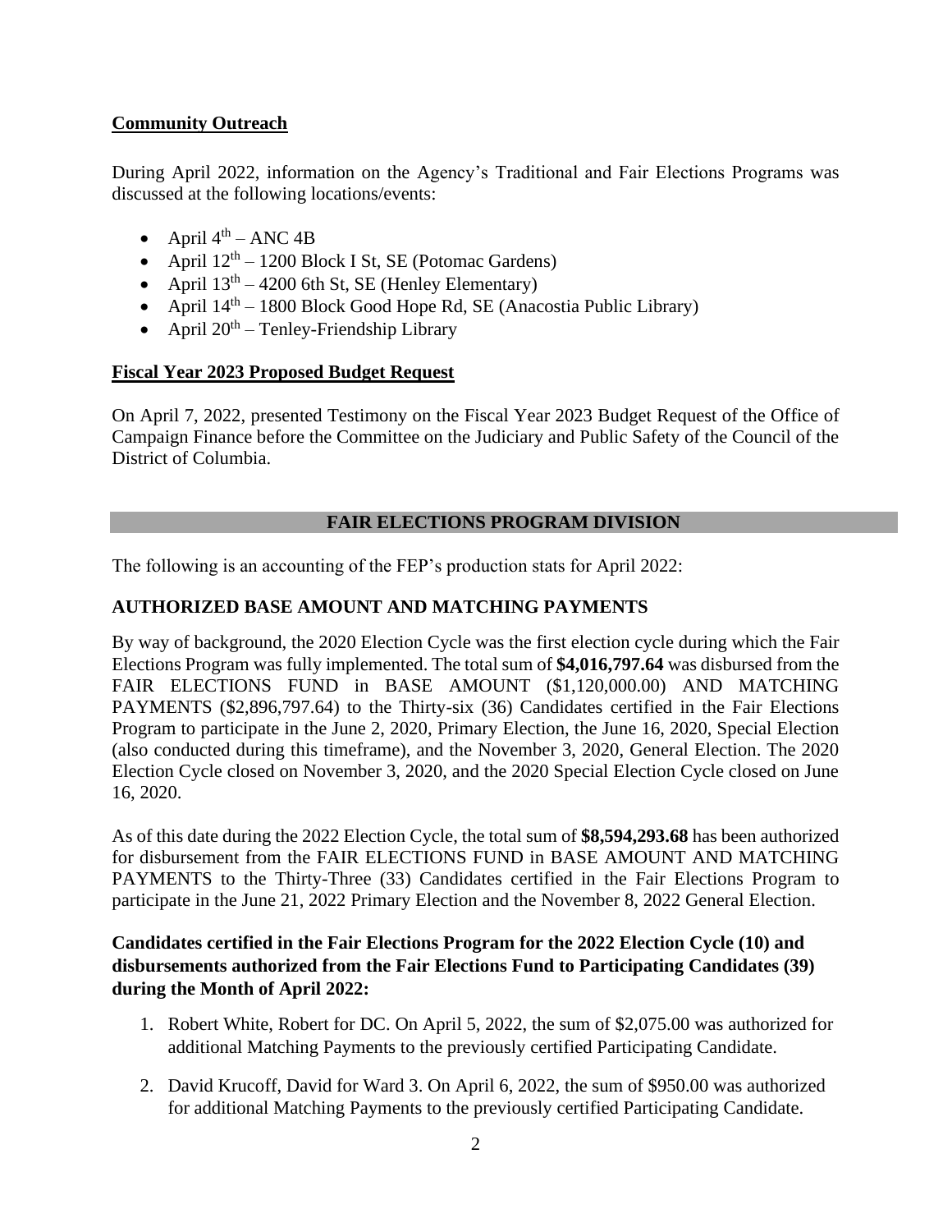## Community Outreach

During April 2022, information on the Agency's Traditional and Fair Elections Programs was discussed at the following locations/events:

- April 4th – ANC 4B
- April 12th – 1200 Block I St, SE (Potomac Gardens)
- April 13th – 4200 6th St, SE (Henley Elementary)
- April 14th – 1800 Block Good Hope Rd, SE (Anacostia Public Library)
- April 20th – Tenley-Friendship Library

## Fiscal Year 2023 Proposed Budget Request

On April 7, 2022, presented Testimony on the Fiscal Year 2023 Budget Request of the Office of Campaign Finance before the Committee on the Judiciary and Public Safety of the Council of the District of Columbia.

## FAIR ELECTIONS PROGRAM DIVISION

The following is an accounting of the FEP's production stats for April 2022:

### AUTHORIZED BASE AMOUNT AND MATCHING PAYMENTS

By way of background, the 2020 Election Cycle was the first election cycle during which the Fair Elections Program was fully implemented. The total sum of **$4,016,797.64** was disbursed from the FAIR ELECTIONS FUND in BASE AMOUNT ($1,120,000.00) AND MATCHING PAYMENTS ($2,896,797.64) to the Thirty-six (36) Candidates certified in the Fair Elections Program to participate in the June 2, 2020, Primary Election, the June 16, 2020, Special Election (also conducted during this timeframe), and the November 3, 2020, General Election. The 2020 Election Cycle closed on November 3, 2020, and the 2020 Special Election Cycle closed on June 16, 2020.

As of this date during the 2022 Election Cycle, the total sum of **$8,594,293.68** has been authorized for disbursement from the FAIR ELECTIONS FUND in BASE AMOUNT AND MATCHING PAYMENTS to the Thirty-Three (33) Candidates certified in the Fair Elections Program to participate in the June 21, 2022 Primary Election and the November 8, 2022 General Election.

**Candidates certified in the Fair Elections Program for the 2022 Election Cycle (10) and disbursements authorized from the Fair Elections Fund to Participating Candidates (39) during the Month of April 2022:**

1. Robert White, Robert for DC. On April 5, 2022, the sum of $2,075.00 was authorized for additional Matching Payments to the previously certified Participating Candidate.
2. David Krucoff, David for Ward 3. On April 6, 2022, the sum of $950.00 was authorized for additional Matching Payments to the previously certified Participating Candidate.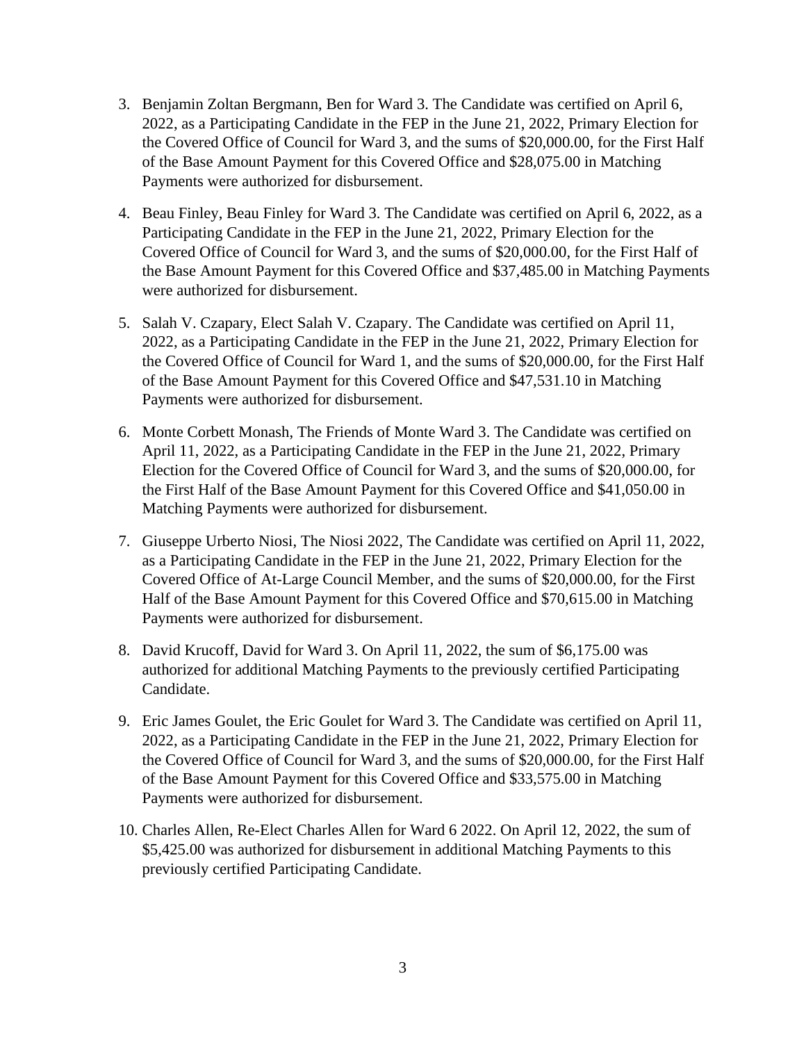3. Benjamin Zoltan Bergmann, Ben for Ward 3. The Candidate was certified on April 6, 2022, as a Participating Candidate in the FEP in the June 21, 2022, Primary Election for the Covered Office of Council for Ward 3, and the sums of $20,000.00, for the First Half of the Base Amount Payment for this Covered Office and $28,075.00 in Matching Payments were authorized for disbursement.

4. Beau Finley, Beau Finley for Ward 3. The Candidate was certified on April 6, 2022, as a Participating Candidate in the FEP in the June 21, 2022, Primary Election for the Covered Office of Council for Ward 3, and the sums of $20,000.00, for the First Half of the Base Amount Payment for this Covered Office and $37,485.00 in Matching Payments were authorized for disbursement.

5. Salah V. Czapary, Elect Salah V. Czapary. The Candidate was certified on April 11, 2022, as a Participating Candidate in the FEP in the June 21, 2022, Primary Election for the Covered Office of Council for Ward 1, and the sums of $20,000.00, for the First Half of the Base Amount Payment for this Covered Office and $47,531.10 in Matching Payments were authorized for disbursement.

6. Monte Corbett Monash, The Friends of Monte Ward 3. The Candidate was certified on April 11, 2022, as a Participating Candidate in the FEP in the June 21, 2022, Primary Election for the Covered Office of Council for Ward 3, and the sums of $20,000.00, for the First Half of the Base Amount Payment for this Covered Office and $41,050.00 in Matching Payments were authorized for disbursement.

7. Giuseppe Urberto Niosi, The Niosi 2022, The Candidate was certified on April 11, 2022, as a Participating Candidate in the FEP in the June 21, 2022, Primary Election for the Covered Office of At-Large Council Member, and the sums of $20,000.00, for the First Half of the Base Amount Payment for this Covered Office and $70,615.00 in Matching Payments were authorized for disbursement.

8. David Krucoff, David for Ward 3. On April 11, 2022, the sum of $6,175.00 was authorized for additional Matching Payments to the previously certified Participating Candidate.

9. Eric James Goulet, the Eric Goulet for Ward 3. The Candidate was certified on April 11, 2022, as a Participating Candidate in the FEP in the June 21, 2022, Primary Election for the Covered Office of Council for Ward 3, and the sums of $20,000.00, for the First Half of the Base Amount Payment for this Covered Office and $33,575.00 in Matching Payments were authorized for disbursement.

10. Charles Allen, Re-Elect Charles Allen for Ward 6 2022. On April 12, 2022, the sum of $5,425.00 was authorized for disbursement in additional Matching Payments to this previously certified Participating Candidate.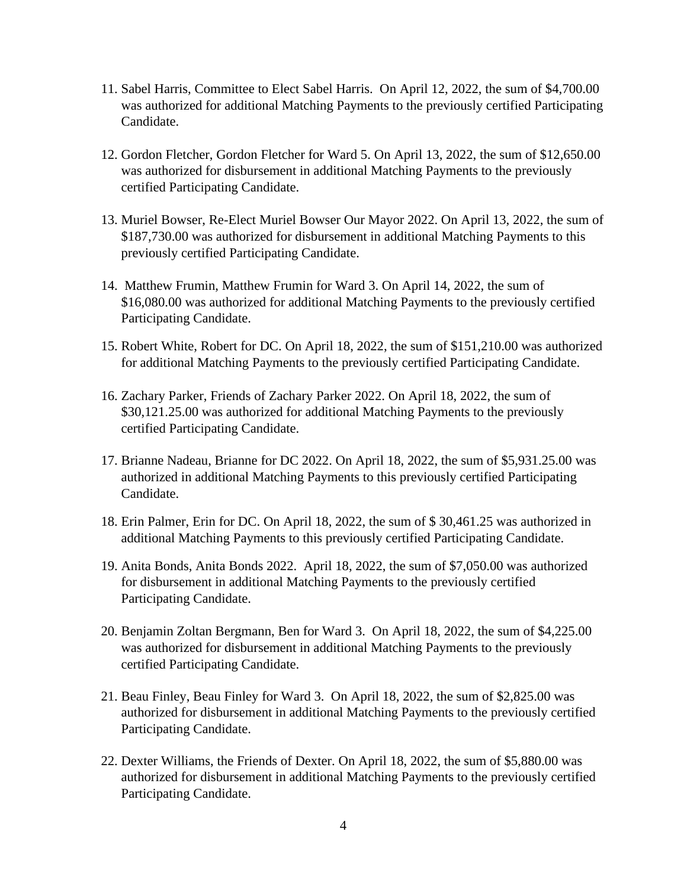11. Sabel Harris, Committee to Elect Sabel Harris. On April 12, 2022, the sum of $4,700.00 was authorized for additional Matching Payments to the previously certified Participating Candidate.

12. Gordon Fletcher, Gordon Fletcher for Ward 5. On April 13, 2022, the sum of $12,650.00 was authorized for disbursement in additional Matching Payments to the previously certified Participating Candidate.

13. Muriel Bowser, Re-Elect Muriel Bowser Our Mayor 2022. On April 13, 2022, the sum of $187,730.00 was authorized for disbursement in additional Matching Payments to this previously certified Participating Candidate.

14. Matthew Frumin, Matthew Frumin for Ward 3. On April 14, 2022, the sum of $16,080.00 was authorized for additional Matching Payments to the previously certified Participating Candidate.

15. Robert White, Robert for DC. On April 18, 2022, the sum of $151,210.00 was authorized for additional Matching Payments to the previously certified Participating Candidate.

16. Zachary Parker, Friends of Zachary Parker 2022. On April 18, 2022, the sum of $30,121.25.00 was authorized for additional Matching Payments to the previously certified Participating Candidate.

17. Brianne Nadeau, Brianne for DC 2022. On April 18, 2022, the sum of $5,931.25.00 was authorized in additional Matching Payments to this previously certified Participating Candidate.

18. Erin Palmer, Erin for DC. On April 18, 2022, the sum of $ 30,461.25 was authorized in additional Matching Payments to this previously certified Participating Candidate.

19. Anita Bonds, Anita Bonds 2022. April 18, 2022, the sum of $7,050.00 was authorized for disbursement in additional Matching Payments to the previously certified Participating Candidate.

20. Benjamin Zoltan Bergmann, Ben for Ward 3. On April 18, 2022, the sum of $4,225.00 was authorized for disbursement in additional Matching Payments to the previously certified Participating Candidate.

21. Beau Finley, Beau Finley for Ward 3. On April 18, 2022, the sum of $2,825.00 was authorized for disbursement in additional Matching Payments to the previously certified Participating Candidate.

22. Dexter Williams, the Friends of Dexter. On April 18, 2022, the sum of $5,880.00 was authorized for disbursement in additional Matching Payments to the previously certified Participating Candidate.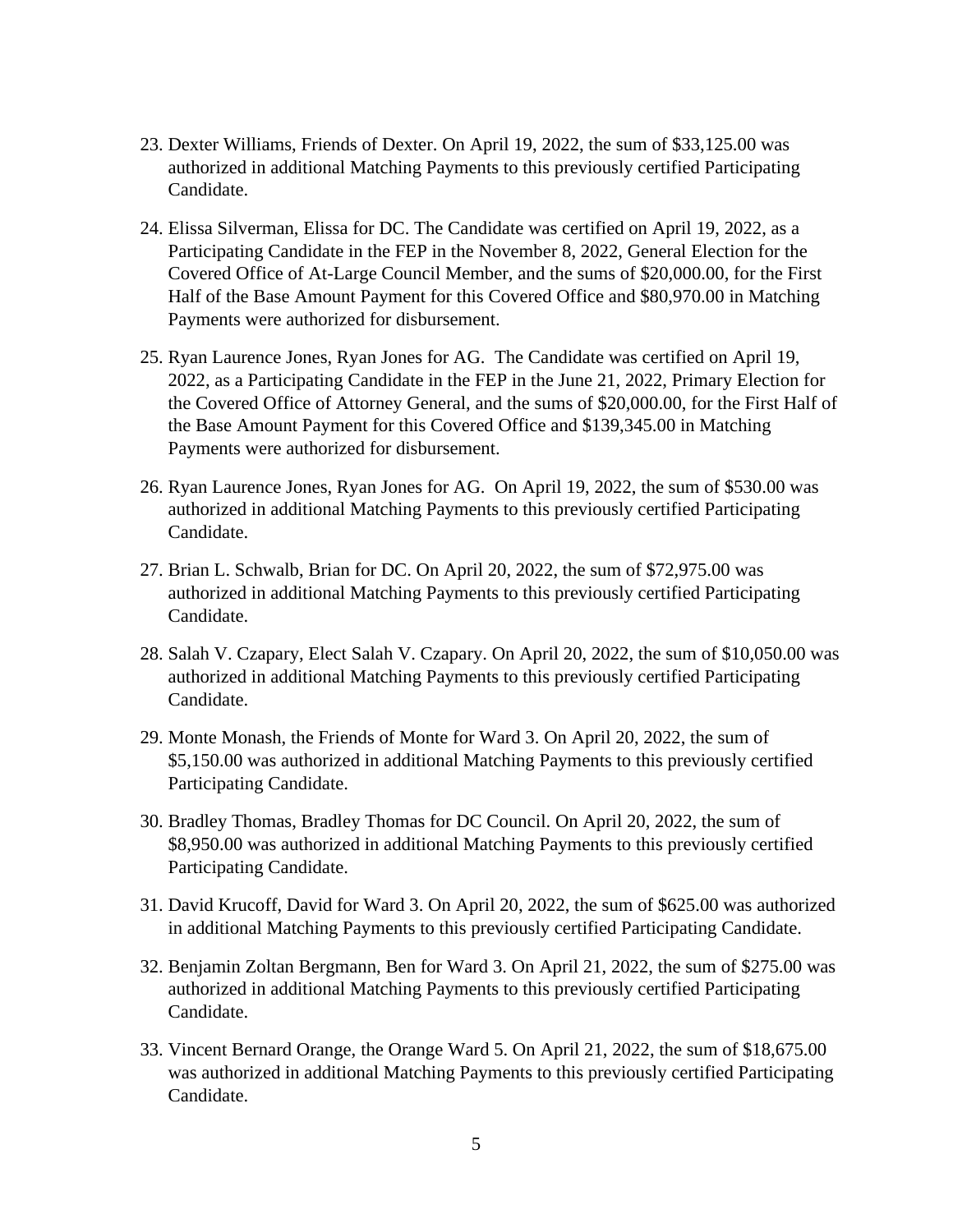23. Dexter Williams, Friends of Dexter. On April 19, 2022, the sum of $33,125.00 was authorized in additional Matching Payments to this previously certified Participating Candidate.

24. Elissa Silverman, Elissa for DC. The Candidate was certified on April 19, 2022, as a Participating Candidate in the FEP in the November 8, 2022, General Election for the Covered Office of At-Large Council Member, and the sums of $20,000.00, for the First Half of the Base Amount Payment for this Covered Office and $80,970.00 in Matching Payments were authorized for disbursement.

25. Ryan Laurence Jones, Ryan Jones for AG. The Candidate was certified on April 19, 2022, as a Participating Candidate in the FEP in the June 21, 2022, Primary Election for the Covered Office of Attorney General, and the sums of $20,000.00, for the First Half of the Base Amount Payment for this Covered Office and $139,345.00 in Matching Payments were authorized for disbursement.

26. Ryan Laurence Jones, Ryan Jones for AG. On April 19, 2022, the sum of $530.00 was authorized in additional Matching Payments to this previously certified Participating Candidate.

27. Brian L. Schwalb, Brian for DC. On April 20, 2022, the sum of $72,975.00 was authorized in additional Matching Payments to this previously certified Participating Candidate.

28. Salah V. Czapary, Elect Salah V. Czapary. On April 20, 2022, the sum of $10,050.00 was authorized in additional Matching Payments to this previously certified Participating Candidate.

29. Monte Monash, the Friends of Monte for Ward 3. On April 20, 2022, the sum of $5,150.00 was authorized in additional Matching Payments to this previously certified Participating Candidate.

30. Bradley Thomas, Bradley Thomas for DC Council. On April 20, 2022, the sum of $8,950.00 was authorized in additional Matching Payments to this previously certified Participating Candidate.

31. David Krucoff, David for Ward 3. On April 20, 2022, the sum of $625.00 was authorized in additional Matching Payments to this previously certified Participating Candidate.

32. Benjamin Zoltan Bergmann, Ben for Ward 3. On April 21, 2022, the sum of $275.00 was authorized in additional Matching Payments to this previously certified Participating Candidate.

33. Vincent Bernard Orange, the Orange Ward 5. On April 21, 2022, the sum of $18,675.00 was authorized in additional Matching Payments to this previously certified Participating Candidate.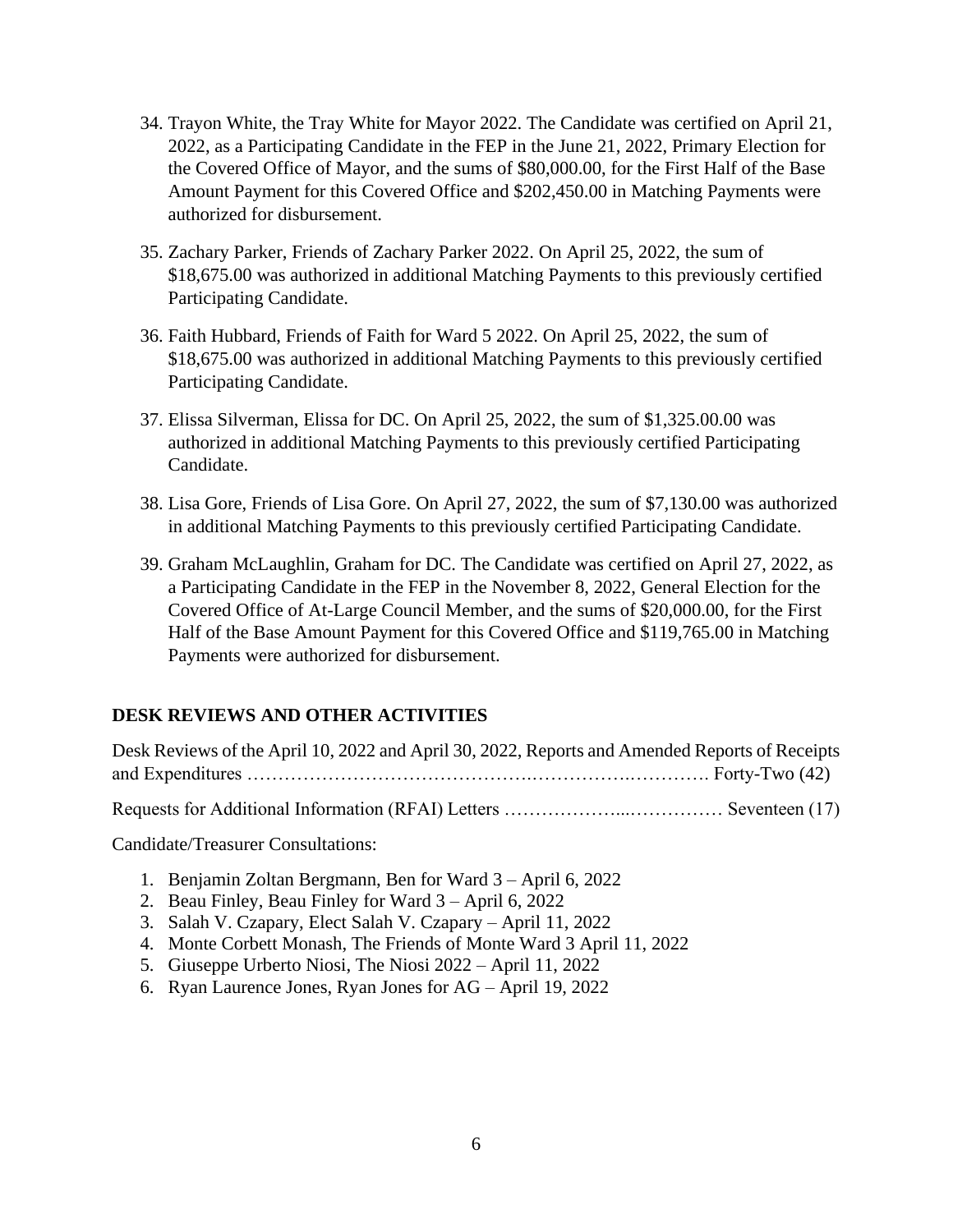34. Trayon White, the Tray White for Mayor 2022. The Candidate was certified on April 21, 2022, as a Participating Candidate in the FEP in the June 21, 2022, Primary Election for the Covered Office of Mayor, and the sums of $80,000.00, for the First Half of the Base Amount Payment for this Covered Office and $202,450.00 in Matching Payments were authorized for disbursement.

35. Zachary Parker, Friends of Zachary Parker 2022. On April 25, 2022, the sum of $18,675.00 was authorized in additional Matching Payments to this previously certified Participating Candidate.

36. Faith Hubbard, Friends of Faith for Ward 5 2022. On April 25, 2022, the sum of $18,675.00 was authorized in additional Matching Payments to this previously certified Participating Candidate.

37. Elissa Silverman, Elissa for DC. On April 25, 2022, the sum of $1,325.00.00 was authorized in additional Matching Payments to this previously certified Participating Candidate.

38. Lisa Gore, Friends of Lisa Gore. On April 27, 2022, the sum of $7,130.00 was authorized in additional Matching Payments to this previously certified Participating Candidate.

39. Graham McLaughlin, Graham for DC. The Candidate was certified on April 27, 2022, as a Participating Candidate in the FEP in the November 8, 2022, General Election for the Covered Office of At-Large Council Member, and the sums of $20,000.00, for the First Half of the Base Amount Payment for this Covered Office and $119,765.00 in Matching Payments were authorized for disbursement.

## DESK REVIEWS AND OTHER ACTIVITIES

Desk Reviews of the April 10, 2022 and April 30, 2022, Reports and Amended Reports of Receipts and Expenditures ………………………………………..…………….…………. Forty-Two (42)

Requests for Additional Information (RFAI) Letters ………………...…………… Seventeen (17)

Candidate/Treasurer Consultations:

1. Benjamin Zoltan Bergmann, Ben for Ward 3 – April 6, 2022
2. Beau Finley, Beau Finley for Ward 3 – April 6, 2022
3. Salah V. Czapary, Elect Salah V. Czapary – April 11, 2022
4. Monte Corbett Monash, The Friends of Monte Ward 3 April 11, 2022
5. Giuseppe Urberto Niosi, The Niosi 2022 – April 11, 2022
6. Ryan Laurence Jones, Ryan Jones for AG – April 19, 2022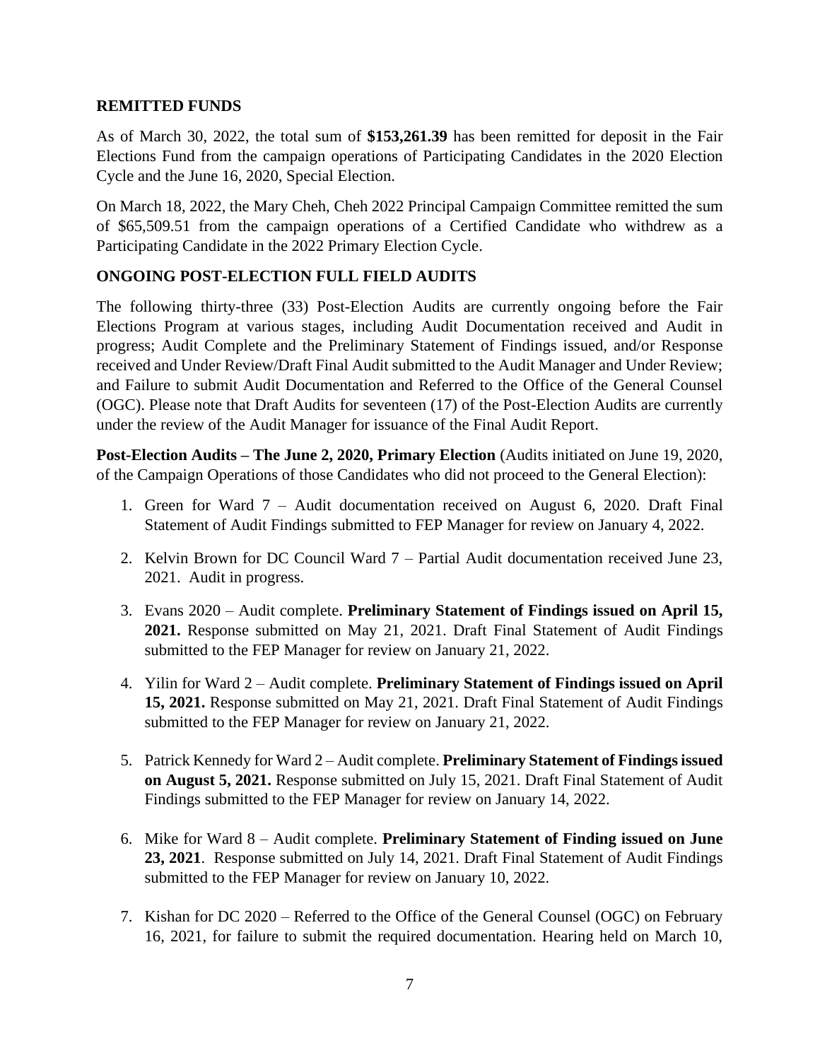## REMITTED FUNDS

As of March 30, 2022, the total sum of **$153,261.39** has been remitted for deposit in the Fair Elections Fund from the campaign operations of Participating Candidates in the 2020 Election Cycle and the June 16, 2020, Special Election.

On March 18, 2022, the Mary Cheh, Cheh 2022 Principal Campaign Committee remitted the sum of $65,509.51 from the campaign operations of a Certified Candidate who withdrew as a Participating Candidate in the 2022 Primary Election Cycle.

## ONGOING POST-ELECTION FULL FIELD AUDITS

The following thirty-three (33) Post-Election Audits are currently ongoing before the Fair Elections Program at various stages, including Audit Documentation received and Audit in progress; Audit Complete and the Preliminary Statement of Findings issued, and/or Response received and Under Review/Draft Final Audit submitted to the Audit Manager and Under Review; and Failure to submit Audit Documentation and Referred to the Office of the General Counsel (OGC). Please note that Draft Audits for seventeen (17) of the Post-Election Audits are currently under the review of the Audit Manager for issuance of the Final Audit Report.

**Post-Election Audits – The June 2, 2020, Primary Election** (Audits initiated on June 19, 2020, of the Campaign Operations of those Candidates who did not proceed to the General Election):

1. Green for Ward 7 – Audit documentation received on August 6, 2020. Draft Final Statement of Audit Findings submitted to FEP Manager for review on January 4, 2022.

2. Kelvin Brown for DC Council Ward 7 – Partial Audit documentation received June 23, 2021. Audit in progress.

3. Evans 2020 – Audit complete. **Preliminary Statement of Findings issued on April 15, 2021.** Response submitted on May 21, 2021. Draft Final Statement of Audit Findings submitted to the FEP Manager for review on January 21, 2022.

4. Yilin for Ward 2 – Audit complete. **Preliminary Statement of Findings issued on April 15, 2021.** Response submitted on May 21, 2021. Draft Final Statement of Audit Findings submitted to the FEP Manager for review on January 21, 2022.

5. Patrick Kennedy for Ward 2 – Audit complete. **Preliminary Statement of Findings issued on August 5, 2021.** Response submitted on July 15, 2021. Draft Final Statement of Audit Findings submitted to the FEP Manager for review on January 14, 2022.

6. Mike for Ward 8 – Audit complete. **Preliminary Statement of Finding issued on June 23, 2021**. Response submitted on July 14, 2021. Draft Final Statement of Audit Findings submitted to the FEP Manager for review on January 10, 2022.

7. Kishan for DC 2020 – Referred to the Office of the General Counsel (OGC) on February 16, 2021, for failure to submit the required documentation. Hearing held on March 10,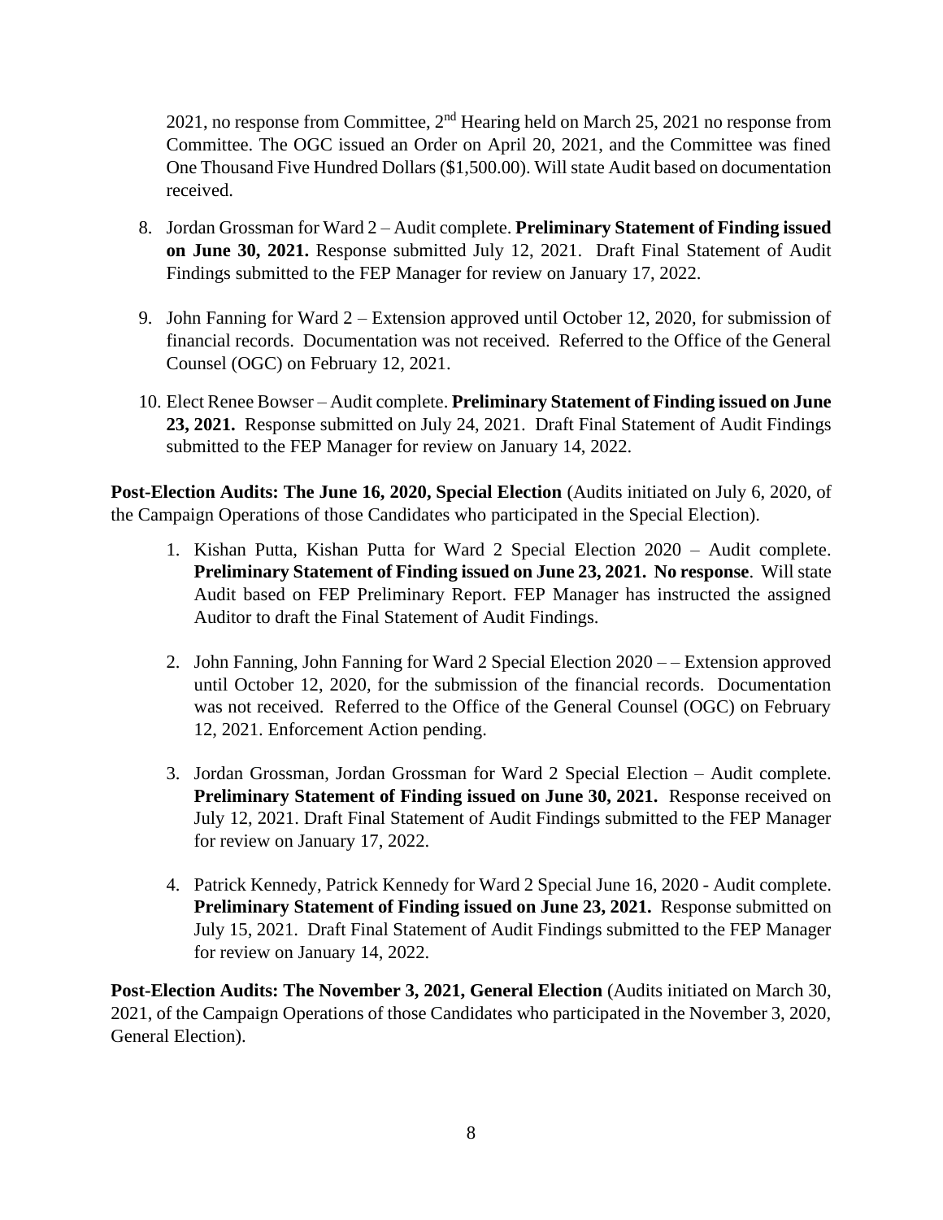2021, no response from Committee, 2nd Hearing held on March 25, 2021 no response from Committee. The OGC issued an Order on April 20, 2021, and the Committee was fined One Thousand Five Hundred Dollars ($1,500.00). Will state Audit based on documentation received.

8. Jordan Grossman for Ward 2 – Audit complete. **Preliminary Statement of Finding issued on June 30, 2021.** Response submitted July 12, 2021. Draft Final Statement of Audit Findings submitted to the FEP Manager for review on January 17, 2022.

9. John Fanning for Ward 2 – Extension approved until October 12, 2020, for submission of financial records. Documentation was not received. Referred to the Office of the General Counsel (OGC) on February 12, 2021.

10. Elect Renee Bowser – Audit complete. **Preliminary Statement of Finding issued on June 23, 2021.** Response submitted on July 24, 2021. Draft Final Statement of Audit Findings submitted to the FEP Manager for review on January 14, 2022.

**Post-Election Audits: The June 16, 2020, Special Election** (Audits initiated on July 6, 2020, of the Campaign Operations of those Candidates who participated in the Special Election).

1. Kishan Putta, Kishan Putta for Ward 2 Special Election 2020 – Audit complete. **Preliminary Statement of Finding issued on June 23, 2021. No response**. Will state Audit based on FEP Preliminary Report. FEP Manager has instructed the assigned Auditor to draft the Final Statement of Audit Findings.

2. John Fanning, John Fanning for Ward 2 Special Election 2020 – – Extension approved until October 12, 2020, for the submission of the financial records. Documentation was not received. Referred to the Office of the General Counsel (OGC) on February 12, 2021. Enforcement Action pending.

3. Jordan Grossman, Jordan Grossman for Ward 2 Special Election – Audit complete. **Preliminary Statement of Finding issued on June 30, 2021.** Response received on July 12, 2021. Draft Final Statement of Audit Findings submitted to the FEP Manager for review on January 17, 2022.

4. Patrick Kennedy, Patrick Kennedy for Ward 2 Special June 16, 2020 - Audit complete. **Preliminary Statement of Finding issued on June 23, 2021.** Response submitted on July 15, 2021. Draft Final Statement of Audit Findings submitted to the FEP Manager for review on January 14, 2022.

**Post-Election Audits: The November 3, 2021, General Election** (Audits initiated on March 30, 2021, of the Campaign Operations of those Candidates who participated in the November 3, 2020, General Election).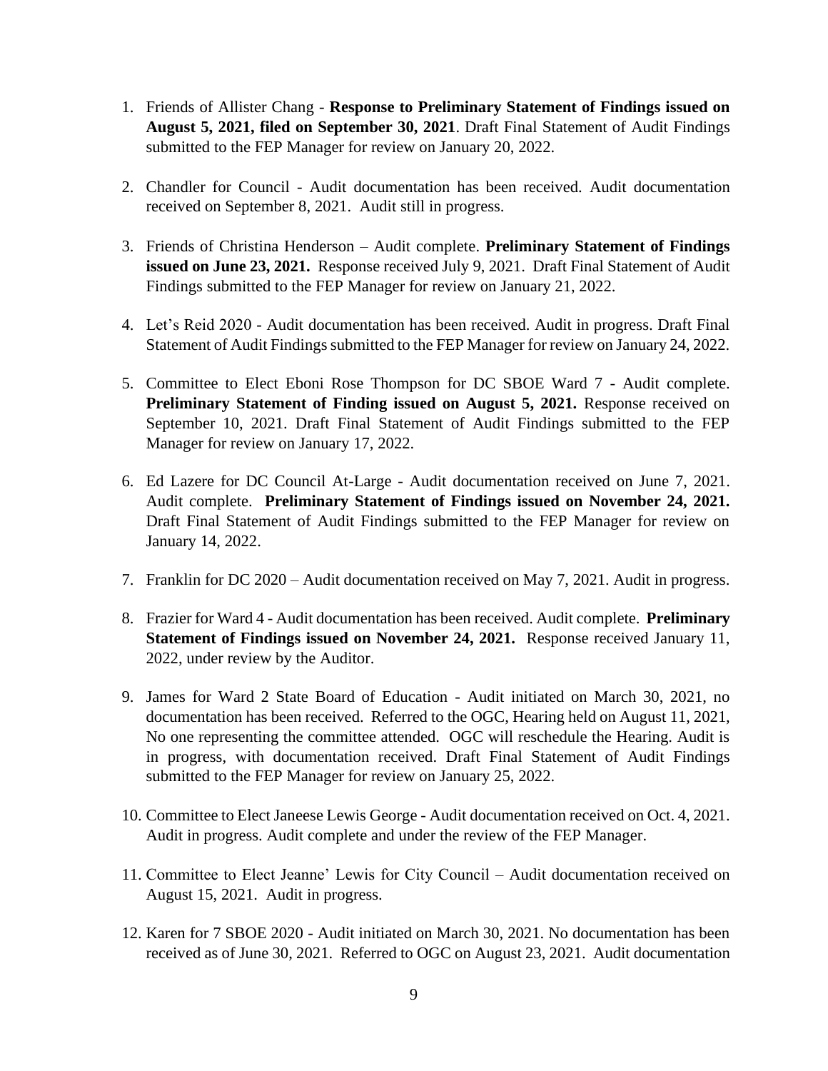1. Friends of Allister Chang - **Response to Preliminary Statement of Findings issued on August 5, 2021, filed on September 30, 2021**. Draft Final Statement of Audit Findings submitted to the FEP Manager for review on January 20, 2022.

2. Chandler for Council - Audit documentation has been received. Audit documentation received on September 8, 2021. Audit still in progress.

3. Friends of Christina Henderson – Audit complete. **Preliminary Statement of Findings issued on June 23, 2021.** Response received July 9, 2021. Draft Final Statement of Audit Findings submitted to the FEP Manager for review on January 21, 2022.

4. Let's Reid 2020 - Audit documentation has been received. Audit in progress. Draft Final Statement of Audit Findings submitted to the FEP Manager for review on January 24, 2022.

5. Committee to Elect Eboni Rose Thompson for DC SBOE Ward 7 - Audit complete. **Preliminary Statement of Finding issued on August 5, 2021.** Response received on September 10, 2021. Draft Final Statement of Audit Findings submitted to the FEP Manager for review on January 17, 2022.

6. Ed Lazere for DC Council At-Large - Audit documentation received on June 7, 2021. Audit complete. **Preliminary Statement of Findings issued on November 24, 2021.** Draft Final Statement of Audit Findings submitted to the FEP Manager for review on January 14, 2022.

7. Franklin for DC 2020 – Audit documentation received on May 7, 2021. Audit in progress.

8. Frazier for Ward 4 - Audit documentation has been received. Audit complete. **Preliminary Statement of Findings issued on November 24, 2021.** Response received January 11, 2022, under review by the Auditor.

9. James for Ward 2 State Board of Education - Audit initiated on March 30, 2021, no documentation has been received. Referred to the OGC, Hearing held on August 11, 2021, No one representing the committee attended. OGC will reschedule the Hearing. Audit is in progress, with documentation received. Draft Final Statement of Audit Findings submitted to the FEP Manager for review on January 25, 2022.

10. Committee to Elect Janeese Lewis George - Audit documentation received on Oct. 4, 2021. Audit in progress. Audit complete and under the review of the FEP Manager.

11. Committee to Elect Jeanne' Lewis for City Council – Audit documentation received on August 15, 2021. Audit in progress.

12. Karen for 7 SBOE 2020 - Audit initiated on March 30, 2021. No documentation has been received as of June 30, 2021. Referred to OGC on August 23, 2021. Audit documentation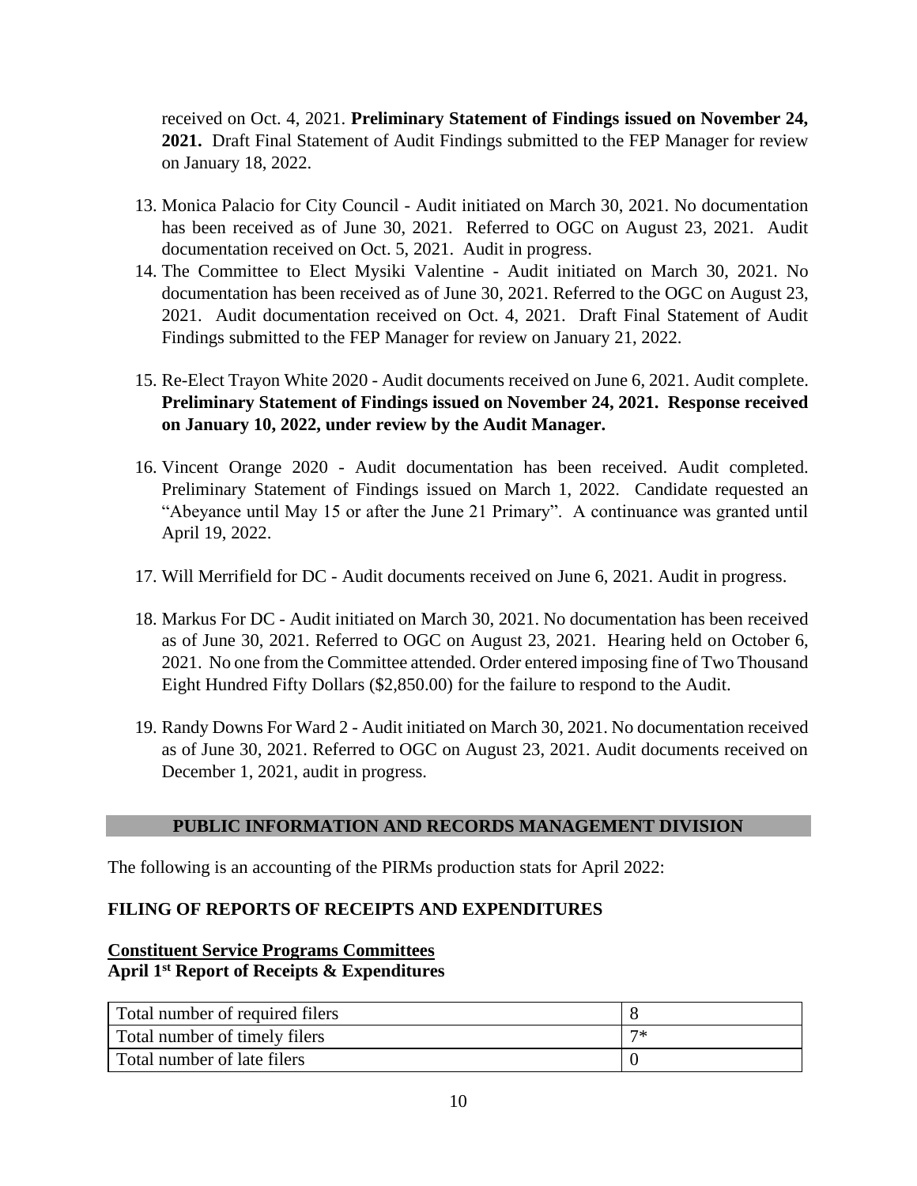received on Oct. 4, 2021. **Preliminary Statement of Findings issued on November 24, 2021.** Draft Final Statement of Audit Findings submitted to the FEP Manager for review on January 18, 2022.

13. Monica Palacio for City Council - Audit initiated on March 30, 2021. No documentation has been received as of June 30, 2021. Referred to OGC on August 23, 2021. Audit documentation received on Oct. 5, 2021. Audit in progress.
14. The Committee to Elect Mysiki Valentine - Audit initiated on March 30, 2021. No documentation has been received as of June 30, 2021. Referred to the OGC on August 23, 2021. Audit documentation received on Oct. 4, 2021. Draft Final Statement of Audit Findings submitted to the FEP Manager for review on January 21, 2022.
15. Re-Elect Trayon White 2020 - Audit documents received on June 6, 2021. Audit complete. **Preliminary Statement of Findings issued on November 24, 2021. Response received on January 10, 2022, under review by the Audit Manager.**
16. Vincent Orange 2020 - Audit documentation has been received. Audit completed. Preliminary Statement of Findings issued on March 1, 2022. Candidate requested an "Abeyance until May 15 or after the June 21 Primary". A continuance was granted until April 19, 2022.
17. Will Merrifield for DC - Audit documents received on June 6, 2021. Audit in progress.
18. Markus For DC - Audit initiated on March 30, 2021. No documentation has been received as of June 30, 2021. Referred to OGC on August 23, 2021. Hearing held on October 6, 2021. No one from the Committee attended. Order entered imposing fine of Two Thousand Eight Hundred Fifty Dollars ($2,850.00) for the failure to respond to the Audit.
19. Randy Downs For Ward 2 - Audit initiated on March 30, 2021. No documentation received as of June 30, 2021. Referred to OGC on August 23, 2021. Audit documents received on December 1, 2021, audit in progress.

## PUBLIC INFORMATION AND RECORDS MANAGEMENT DIVISION

The following is an accounting of the PIRMs production stats for April 2022:

### FILING OF REPORTS OF RECEIPTS AND EXPENDITURES

**Constituent Service Programs Committees**
**April 1st Report of Receipts & Expenditures**

| Total number of required filers | 8 |
|---|---|
| Total number of timely filers | 7* |
| Total number of late filers | 0 |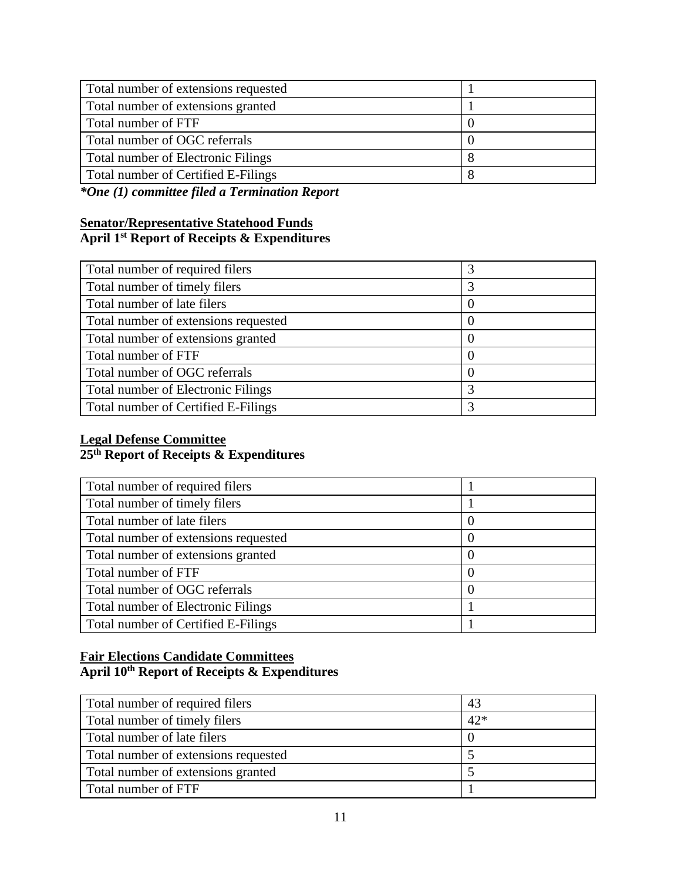| Total number of extensions requested | 1 |
|---|---|
| Total number of extensions granted | 1 |
| Total number of FTF | 0 |
| Total number of OGC referrals | 0 |
| Total number of Electronic Filings | 8 |
| Total number of Certified E-Filings | 8 |

***One (1) committee filed a Termination Report***

**Senator/Representative Statehood Funds**
**April 1st Report of Receipts & Expenditures**

| Total number of required filers | 3 |
|---|---|
| Total number of timely filers | 3 |
| Total number of late filers | 0 |
| Total number of extensions requested | 0 |
| Total number of extensions granted | 0 |
| Total number of FTF | 0 |
| Total number of OGC referrals | 0 |
| Total number of Electronic Filings | 3 |
| Total number of Certified E-Filings | 3 |

**Legal Defense Committee**
**25th Report of Receipts & Expenditures**

| Total number of required filers | 1 |
|---|---|
| Total number of timely filers | 1 |
| Total number of late filers | 0 |
| Total number of extensions requested | 0 |
| Total number of extensions granted | 0 |
| Total number of FTF | 0 |
| Total number of OGC referrals | 0 |
| Total number of Electronic Filings | 1 |
| Total number of Certified E-Filings | 1 |

**Fair Elections Candidate Committees**
**April 10th Report of Receipts & Expenditures**

| Total number of required filers | 43 |
|---|---|
| Total number of timely filers | 42* |
| Total number of late filers | 0 |
| Total number of extensions requested | 5 |
| Total number of extensions granted | 5 |
| Total number of FTF | 1 |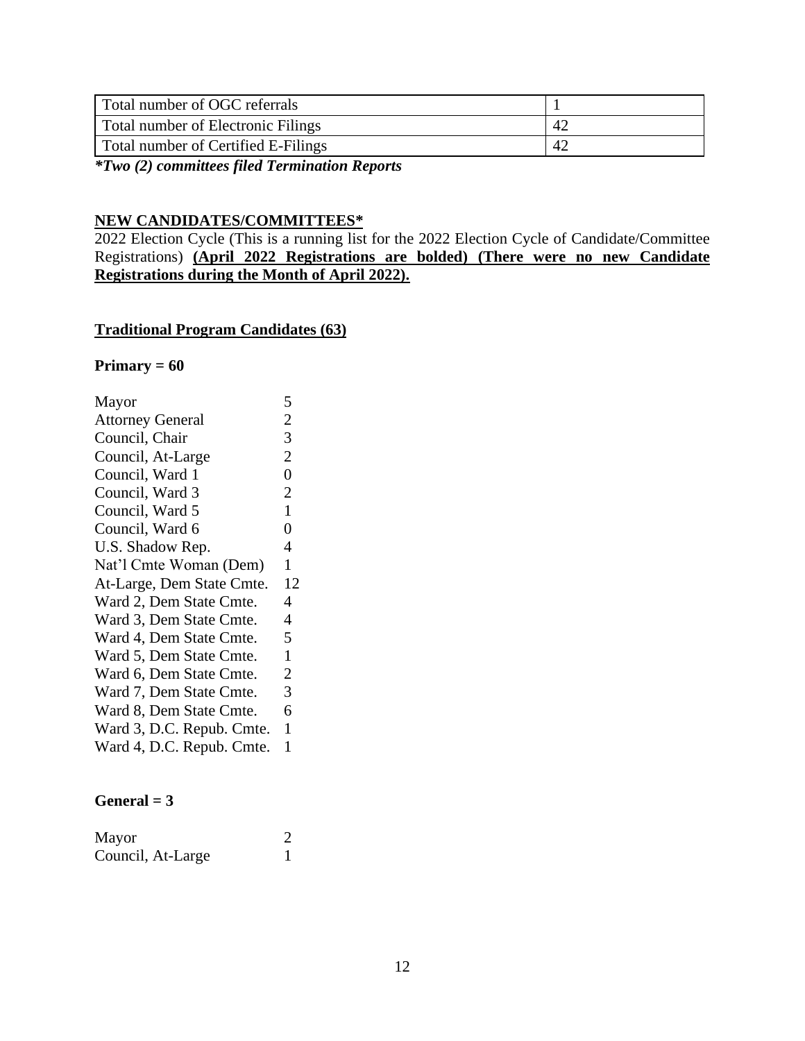| Total number of OGC referrals | 1 |
|---|---|
| Total number of Electronic Filings | 42 |
| Total number of Certified E-Filings | 42 |

***Two (2) committees filed Termination Reports***

**NEW CANDIDATES/COMMITTEES***

2022 Election Cycle (This is a running list for the 2022 Election Cycle of Candidate/Committee Registrations) **(April 2022 Registrations are bolded) (There were no new Candidate Registrations during the Month of April 2022).**

**Traditional Program Candidates (63)**

**Primary = 60**

| | |
|---|---|
| Mayor | 5 |
| Attorney General | 2 |
| Council, Chair | 3 |
| Council, At-Large | 2 |
| Council, Ward 1 | 0 |
| Council, Ward 3 | 2 |
| Council, Ward 5 | 1 |
| Council, Ward 6 | 0 |
| U.S. Shadow Rep. | 4 |
| Nat'l Cmte Woman (Dem) | 1 |
| At-Large, Dem State Cmte. | 12 |
| Ward 2, Dem State Cmte. | 4 |
| Ward 3, Dem State Cmte. | 4 |
| Ward 4, Dem State Cmte. | 5 |
| Ward 5, Dem State Cmte. | 1 |
| Ward 6, Dem State Cmte. | 2 |
| Ward 7, Dem State Cmte. | 3 |
| Ward 8, Dem State Cmte. | 6 |
| Ward 3, D.C. Repub. Cmte. | 1 |
| Ward 4, D.C. Repub. Cmte. | 1 |

**General = 3**

| | |
|---|---|
| Mayor | 2 |
| Council, At-Large | 1 |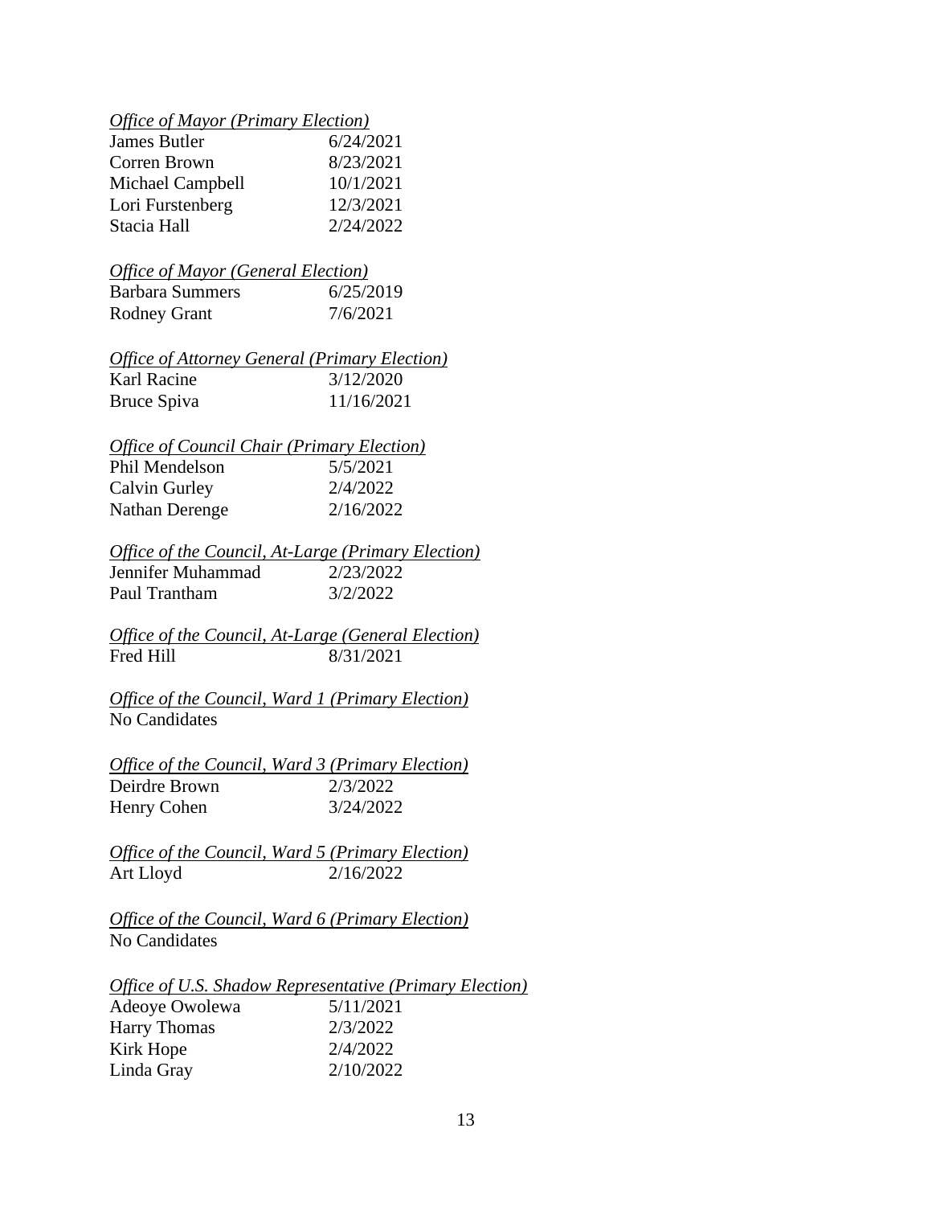*Office of Mayor (Primary Election)*

| | |
|---|---|
| James Butler | 6/24/2021 |
| Corren Brown | 8/23/2021 |
| Michael Campbell | 10/1/2021 |
| Lori Furstenberg | 12/3/2021 |
| Stacia Hall | 2/24/2022 |

*Office of Mayor (General Election)*

| | |
|---|---|
| Barbara Summers | 6/25/2019 |
| Rodney Grant | 7/6/2021 |

*Office of Attorney General (Primary Election)*

| | |
|---|---|
| Karl Racine | 3/12/2020 |
| Bruce Spiva | 11/16/2021 |

*Office of Council Chair (Primary Election)*

| | |
|---|---|
| Phil Mendelson | 5/5/2021 |
| Calvin Gurley | 2/4/2022 |
| Nathan Derenge | 2/16/2022 |

*Office of the Council, At-Large (Primary Election)*

| | |
|---|---|
| Jennifer Muhammad | 2/23/2022 |
| Paul Trantham | 3/2/2022 |

*Office of the Council, At-Large (General Election)*

| | |
|---|---|
| Fred Hill | 8/31/2021 |

*Office of the Council, Ward 1 (Primary Election)*

No Candidates

*Office of the Council, Ward 3 (Primary Election)*

| | |
|---|---|
| Deirdre Brown | 2/3/2022 |
| Henry Cohen | 3/24/2022 |

*Office of the Council, Ward 5 (Primary Election)*

| | |
|---|---|
| Art Lloyd | 2/16/2022 |

*Office of the Council, Ward 6 (Primary Election)*

No Candidates

*Office of U.S. Shadow Representative (Primary Election)*

| | |
|---|---|
| Adeoye Owolewa | 5/11/2021 |
| Harry Thomas | 2/3/2022 |
| Kirk Hope | 2/4/2022 |
| Linda Gray | 2/10/2022 |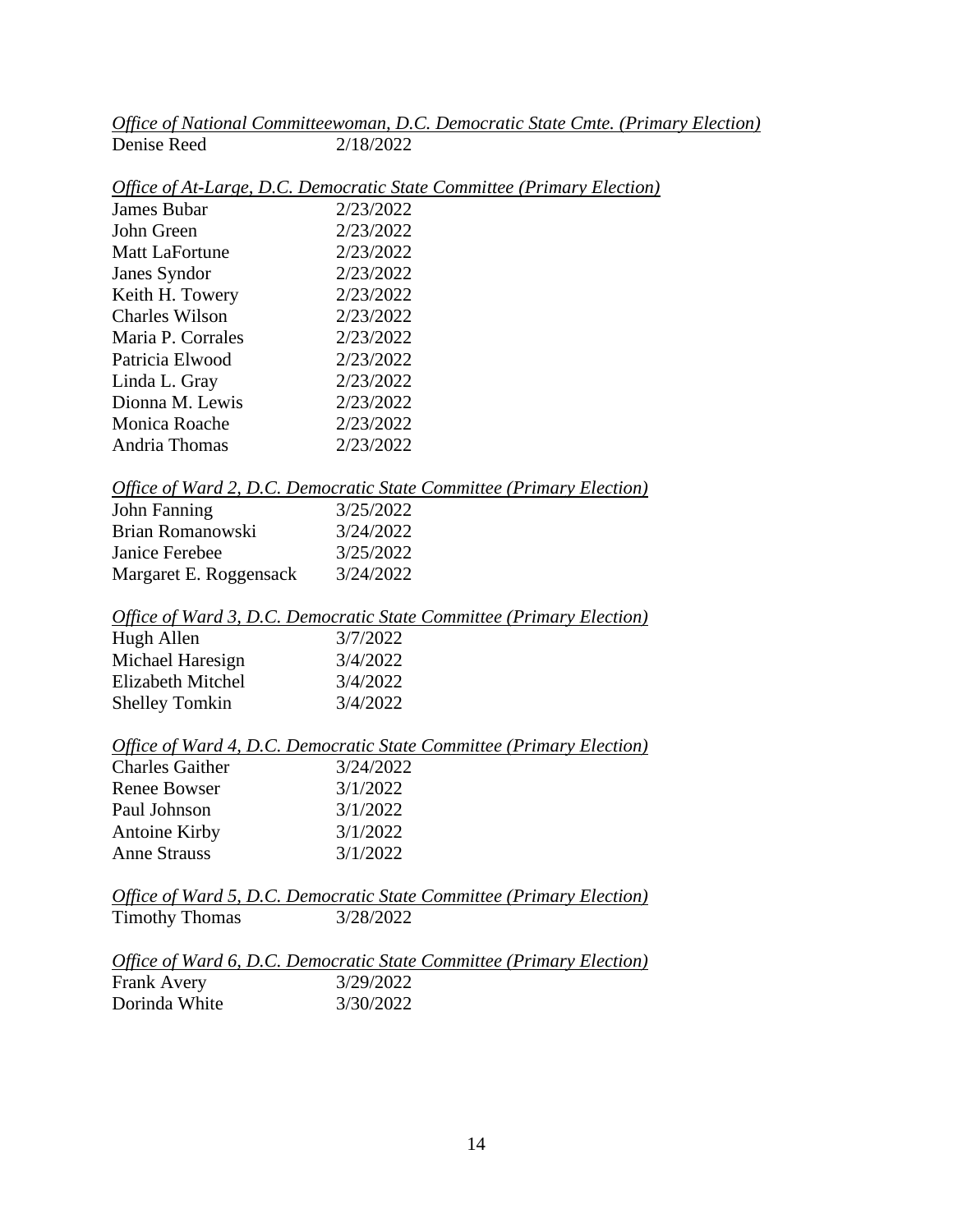*Office of National Committeewoman, D.C. Democratic State Cmte. (Primary Election)*

| | |
|---|---|
| Denise Reed | 2/18/2022 |

*Office of At-Large, D.C. Democratic State Committee (Primary Election)*

| | |
|---|---|
| James Bubar | 2/23/2022 |
| John Green | 2/23/2022 |
| Matt LaFortune | 2/23/2022 |
| Janes Syndor | 2/23/2022 |
| Keith H. Towery | 2/23/2022 |
| Charles Wilson | 2/23/2022 |
| Maria P. Corrales | 2/23/2022 |
| Patricia Elwood | 2/23/2022 |
| Linda L. Gray | 2/23/2022 |
| Dionna M. Lewis | 2/23/2022 |
| Monica Roache | 2/23/2022 |
| Andria Thomas | 2/23/2022 |

*Office of Ward 2, D.C. Democratic State Committee (Primary Election)*

| | |
|---|---|
| John Fanning | 3/25/2022 |
| Brian Romanowski | 3/24/2022 |
| Janice Ferebee | 3/25/2022 |
| Margaret E. Roggensack | 3/24/2022 |

*Office of Ward 3, D.C. Democratic State Committee (Primary Election)*

| | |
|---|---|
| Hugh Allen | 3/7/2022 |
| Michael Haresign | 3/4/2022 |
| Elizabeth Mitchel | 3/4/2022 |
| Shelley Tomkin | 3/4/2022 |

*Office of Ward 4, D.C. Democratic State Committee (Primary Election)*

| | |
|---|---|
| Charles Gaither | 3/24/2022 |
| Renee Bowser | 3/1/2022 |
| Paul Johnson | 3/1/2022 |
| Antoine Kirby | 3/1/2022 |
| Anne Strauss | 3/1/2022 |

*Office of Ward 5, D.C. Democratic State Committee (Primary Election)*

| | |
|---|---|
| Timothy Thomas | 3/28/2022 |

*Office of Ward 6, D.C. Democratic State Committee (Primary Election)*

| | |
|---|---|
| Frank Avery | 3/29/2022 |
| Dorinda White | 3/30/2022 |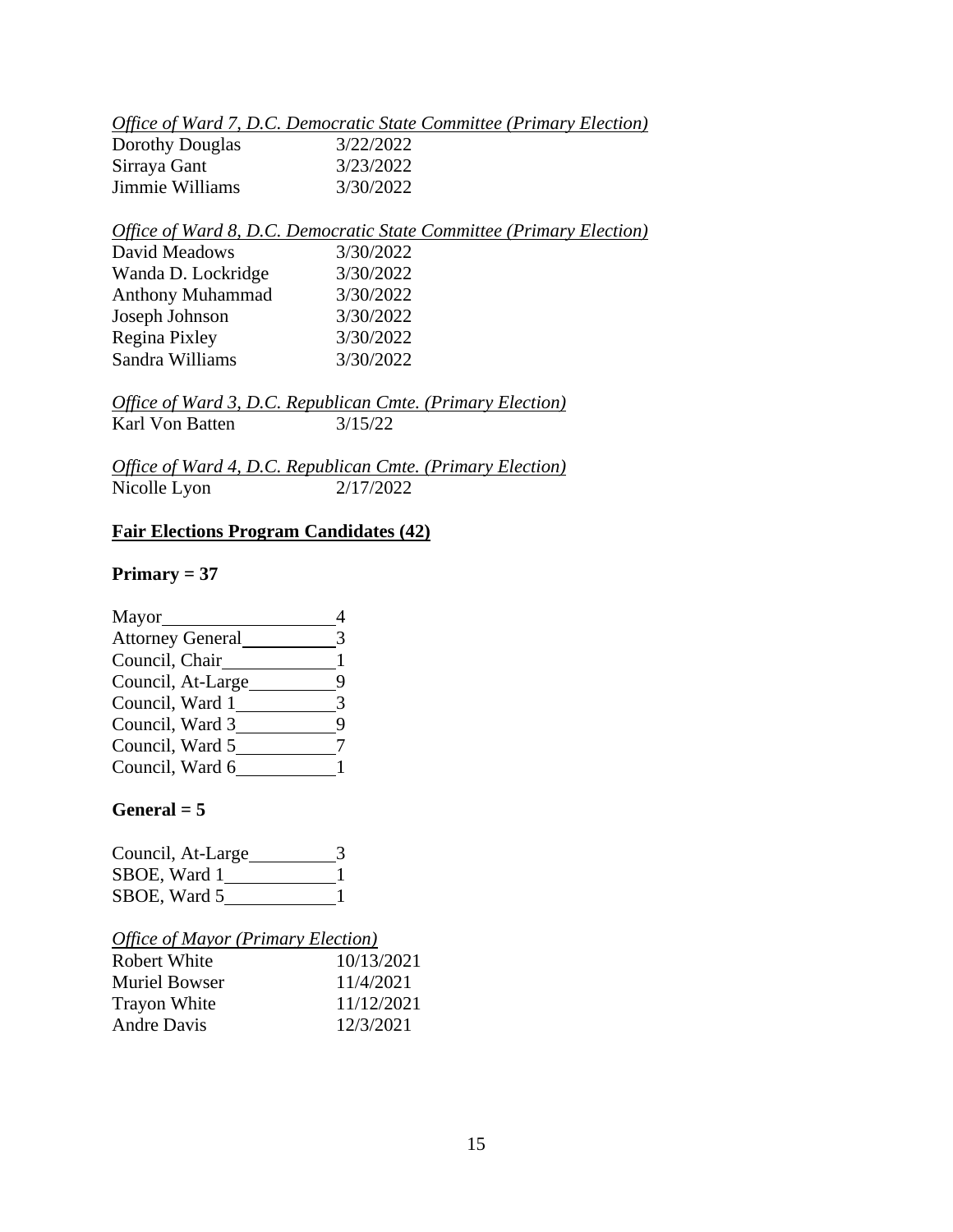*Office of Ward 7, D.C. Democratic State Committee (Primary Election)*

| | |
|---|---|
| Dorothy Douglas | 3/22/2022 |
| Sirraya Gant | 3/23/2022 |
| Jimmie Williams | 3/30/2022 |

*Office of Ward 8, D.C. Democratic State Committee (Primary Election)*

| | |
|---|---|
| David Meadows | 3/30/2022 |
| Wanda D. Lockridge | 3/30/2022 |
| Anthony Muhammad | 3/30/2022 |
| Joseph Johnson | 3/30/2022 |
| Regina Pixley | 3/30/2022 |
| Sandra Williams | 3/30/2022 |

*Office of Ward 3, D.C. Republican Cmte. (Primary Election)*

| | |
|---|---|
| Karl Von Batten | 3/15/22 |

*Office of Ward 4, D.C. Republican Cmte. (Primary Election)*

| | |
|---|---|
| Nicolle Lyon | 2/17/2022 |

**Fair Elections Program Candidates (42)**

**Primary = 37**

| | |
|---|---|
| Mayor | 4 |
| Attorney General | 3 |
| Council, Chair | 1 |
| Council, At-Large | 9 |
| Council, Ward 1 | 3 |
| Council, Ward 3 | 9 |
| Council, Ward 5 | 7 |
| Council, Ward 6 | 1 |

**General = 5**

| | |
|---|---|
| Council, At-Large | 3 |
| SBOE, Ward 1 | 1 |
| SBOE, Ward 5 | 1 |

*Office of Mayor (Primary Election)*

| | |
|---|---|
| Robert White | 10/13/2021 |
| Muriel Bowser | 11/4/2021 |
| Trayon White | 11/12/2021 |
| Andre Davis | 12/3/2021 |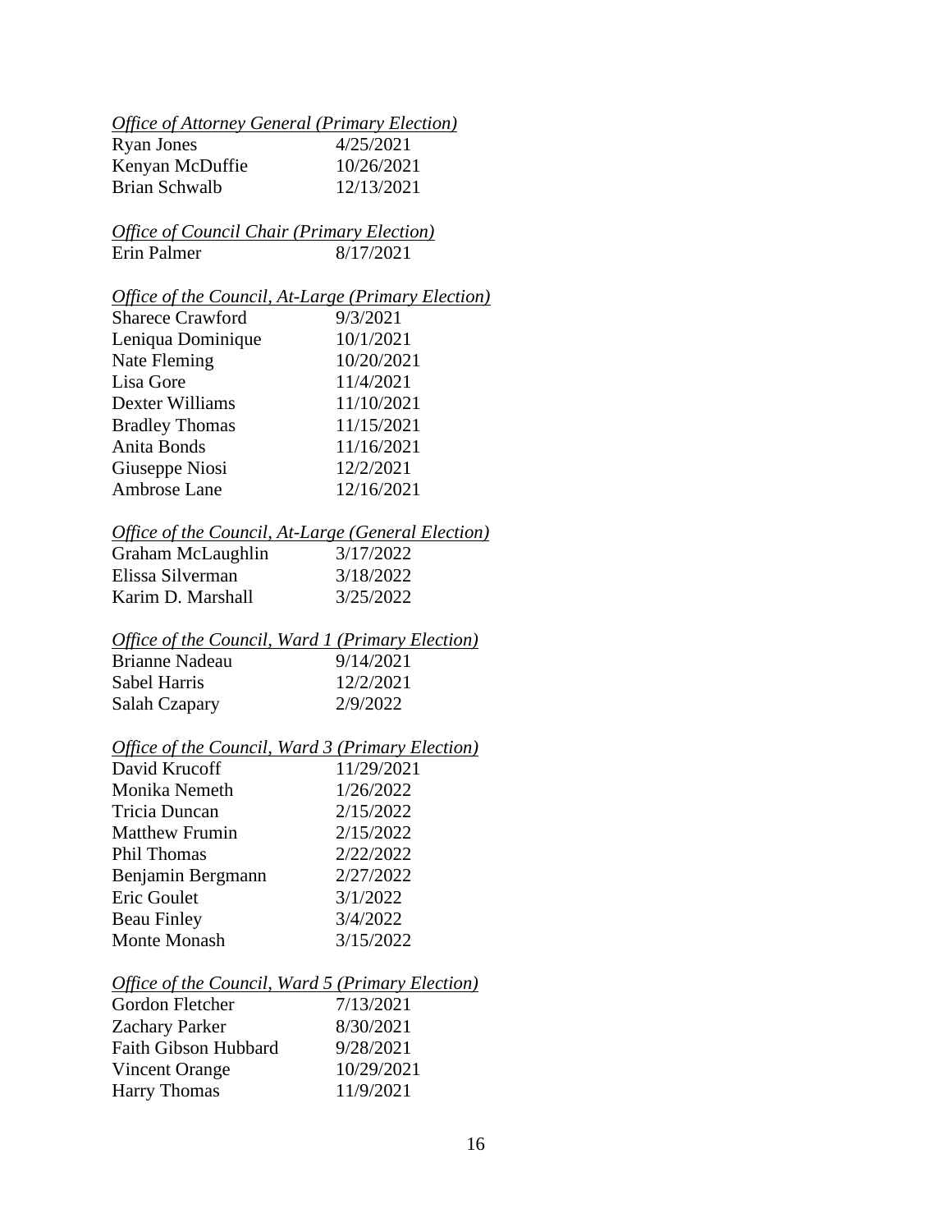*<u>Office of Attorney General (Primary Election)</u>*

| | |
|---|---|
| Ryan Jones | 4/25/2021 |
| Kenyan McDuffie | 10/26/2021 |
| Brian Schwalb | 12/13/2021 |

*<u>Office of Council Chair (Primary Election)</u>*

| | |
|---|---|
| Erin Palmer | 8/17/2021 |

*<u>Office of the Council, At-Large (Primary Election)</u>*

| | |
|---|---|
| Sharece Crawford | 9/3/2021 |
| Leniqua Dominique | 10/1/2021 |
| Nate Fleming | 10/20/2021 |
| Lisa Gore | 11/4/2021 |
| Dexter Williams | 11/10/2021 |
| Bradley Thomas | 11/15/2021 |
| Anita Bonds | 11/16/2021 |
| Giuseppe Niosi | 12/2/2021 |
| Ambrose Lane | 12/16/2021 |

*<u>Office of the Council, At-Large (General Election)</u>*

| | |
|---|---|
| Graham McLaughlin | 3/17/2022 |
| Elissa Silverman | 3/18/2022 |
| Karim D. Marshall | 3/25/2022 |

*<u>Office of the Council, Ward 1 (Primary Election)</u>*

| | |
|---|---|
| Brianne Nadeau | 9/14/2021 |
| Sabel Harris | 12/2/2021 |
| Salah Czapary | 2/9/2022 |

*<u>Office of the Council, Ward 3 (Primary Election)</u>*

| | |
|---|---|
| David Krucoff | 11/29/2021 |
| Monika Nemeth | 1/26/2022 |
| Tricia Duncan | 2/15/2022 |
| Matthew Frumin | 2/15/2022 |
| Phil Thomas | 2/22/2022 |
| Benjamin Bergmann | 2/27/2022 |
| Eric Goulet | 3/1/2022 |
| Beau Finley | 3/4/2022 |
| Monte Monash | 3/15/2022 |

*<u>Office of the Council, Ward 5 (Primary Election)</u>*

| | |
|---|---|
| Gordon Fletcher | 7/13/2021 |
| Zachary Parker | 8/30/2021 |
| Faith Gibson Hubbard | 9/28/2021 |
| Vincent Orange | 10/29/2021 |
| Harry Thomas | 11/9/2021 |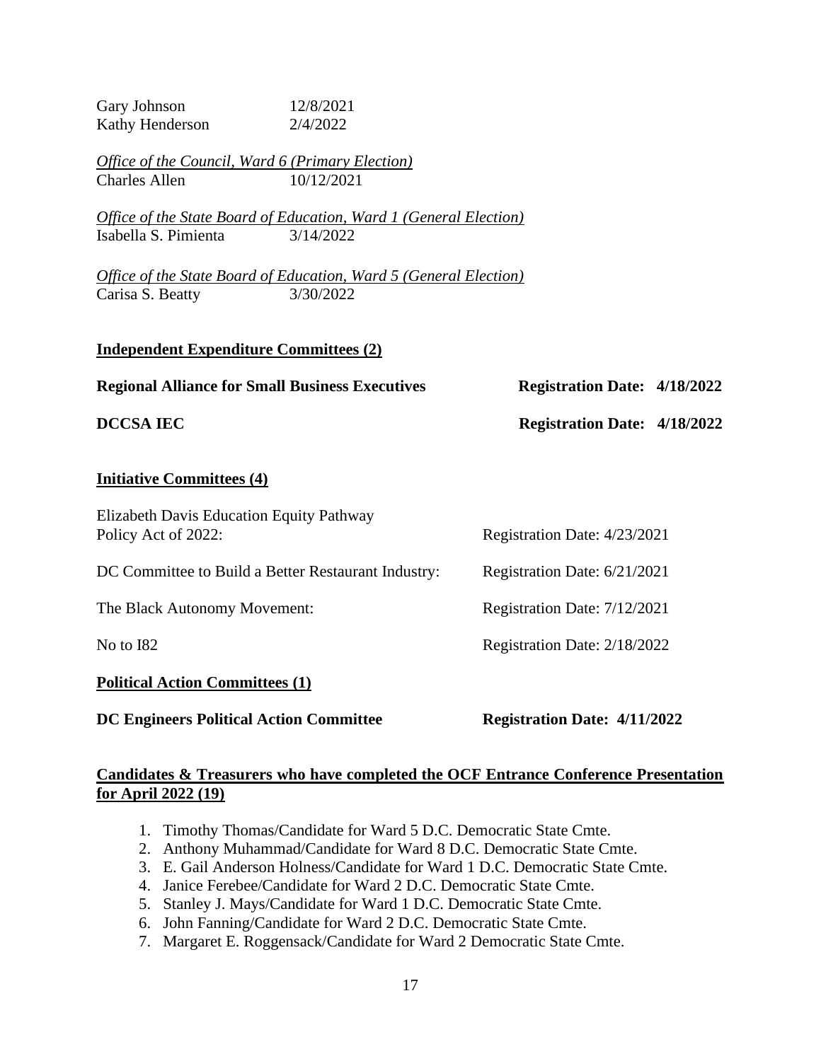Gary Johnson 12/8/2021
Kathy Henderson 2/4/2022

*Office of the Council, Ward 6 (Primary Election)*
Charles Allen 10/12/2021

*Office of the State Board of Education, Ward 1 (General Election)*
Isabella S. Pimienta 3/14/2022

*Office of the State Board of Education, Ward 5 (General Election)*
Carisa S. Beatty 3/30/2022

**Independent Expenditure Committees (2)**

**Regional Alliance for Small Business Executives — Registration Date: 4/18/2022**

**DCCSA IEC — Registration Date: 4/18/2022**

**Initiative Committees (4)**

Elizabeth Davis Education Equity Pathway Policy Act of 2022: Registration Date: 4/23/2021

DC Committee to Build a Better Restaurant Industry: Registration Date: 6/21/2021

The Black Autonomy Movement: Registration Date: 7/12/2021

No to I82 Registration Date: 2/18/2022

**Political Action Committees (1)**

**DC Engineers Political Action Committee — Registration Date: 4/11/2022**

**Candidates & Treasurers who have completed the OCF Entrance Conference Presentation for April 2022 (19)**

1. Timothy Thomas/Candidate for Ward 5 D.C. Democratic State Cmte.
2. Anthony Muhammad/Candidate for Ward 8 D.C. Democratic State Cmte.
3. E. Gail Anderson Holness/Candidate for Ward 1 D.C. Democratic State Cmte.
4. Janice Ferebee/Candidate for Ward 2 D.C. Democratic State Cmte.
5. Stanley J. Mays/Candidate for Ward 1 D.C. Democratic State Cmte.
6. John Fanning/Candidate for Ward 2 D.C. Democratic State Cmte.
7. Margaret E. Roggensack/Candidate for Ward 2 Democratic State Cmte.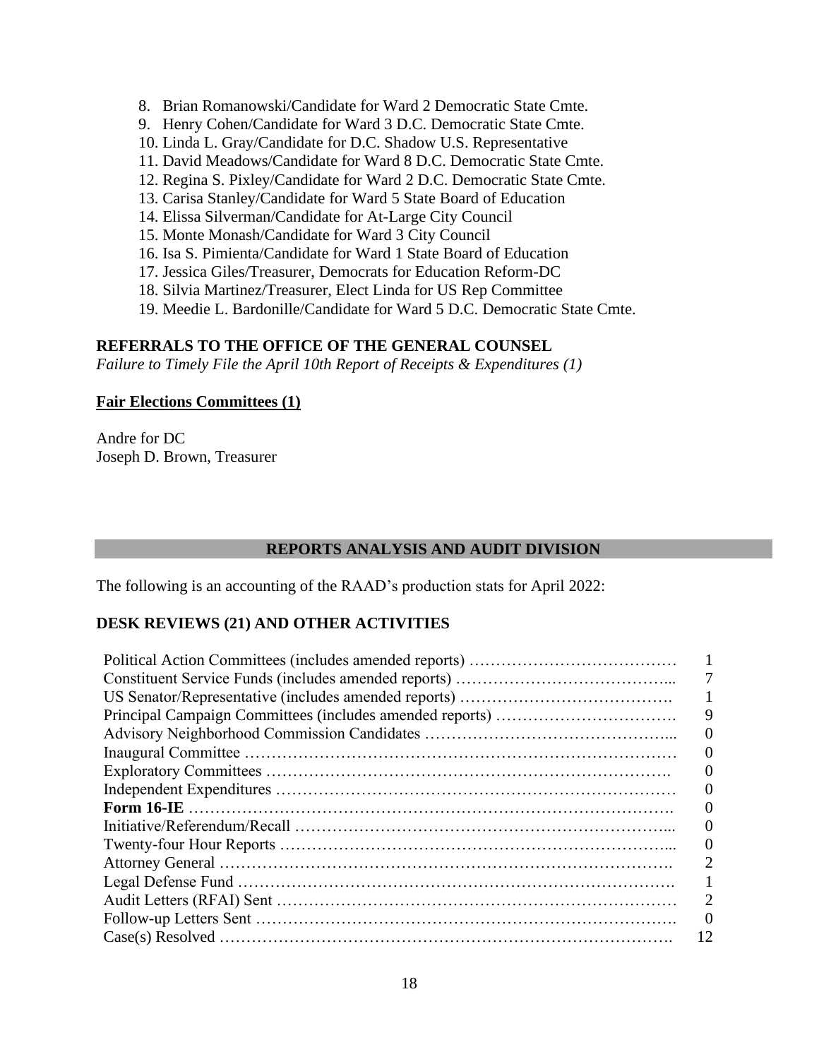8. Brian Romanowski/Candidate for Ward 2 Democratic State Cmte.
9. Henry Cohen/Candidate for Ward 3 D.C. Democratic State Cmte.
10. Linda L. Gray/Candidate for D.C. Shadow U.S. Representative
11. David Meadows/Candidate for Ward 8 D.C. Democratic State Cmte.
12. Regina S. Pixley/Candidate for Ward 2 D.C. Democratic State Cmte.
13. Carisa Stanley/Candidate for Ward 5 State Board of Education
14. Elissa Silverman/Candidate for At-Large City Council
15. Monte Monash/Candidate for Ward 3 City Council
16. Isa S. Pimienta/Candidate for Ward 1 State Board of Education
17. Jessica Giles/Treasurer, Democrats for Education Reform-DC
18. Silvia Martinez/Treasurer, Elect Linda for US Rep Committee
19. Meedie L. Bardonille/Candidate for Ward 5 D.C. Democratic State Cmte.

**REFERRALS TO THE OFFICE OF THE GENERAL COUNSEL**

*Failure to Timely File the April 10th Report of Receipts & Expenditures (1)*

**Fair Elections Committees (1)**

Andre for DC
Joseph D. Brown, Treasurer

## REPORTS ANALYSIS AND AUDIT DIVISION

The following is an accounting of the RAAD's production stats for April 2022:

**DESK REVIEWS (21) AND OTHER ACTIVITIES**

| | |
|---|---|
| Political Action Committees (includes amended reports) | 1 |
| Constituent Service Funds (includes amended reports) | 7 |
| US Senator/Representative (includes amended reports) | 1 |
| Principal Campaign Committees (includes amended reports) | 9 |
| Advisory Neighborhood Commission Candidates | 0 |
| Inaugural Committee | 0 |
| Exploratory Committees | 0 |
| Independent Expenditures | 0 |
| **Form 16-IE** | 0 |
| Initiative/Referendum/Recall | 0 |
| Twenty-four Hour Reports | 0 |
| Attorney General | 2 |
| Legal Defense Fund | 1 |
| Audit Letters (RFAI) Sent | 2 |
| Follow-up Letters Sent | 0 |
| Case(s) Resolved | 12 |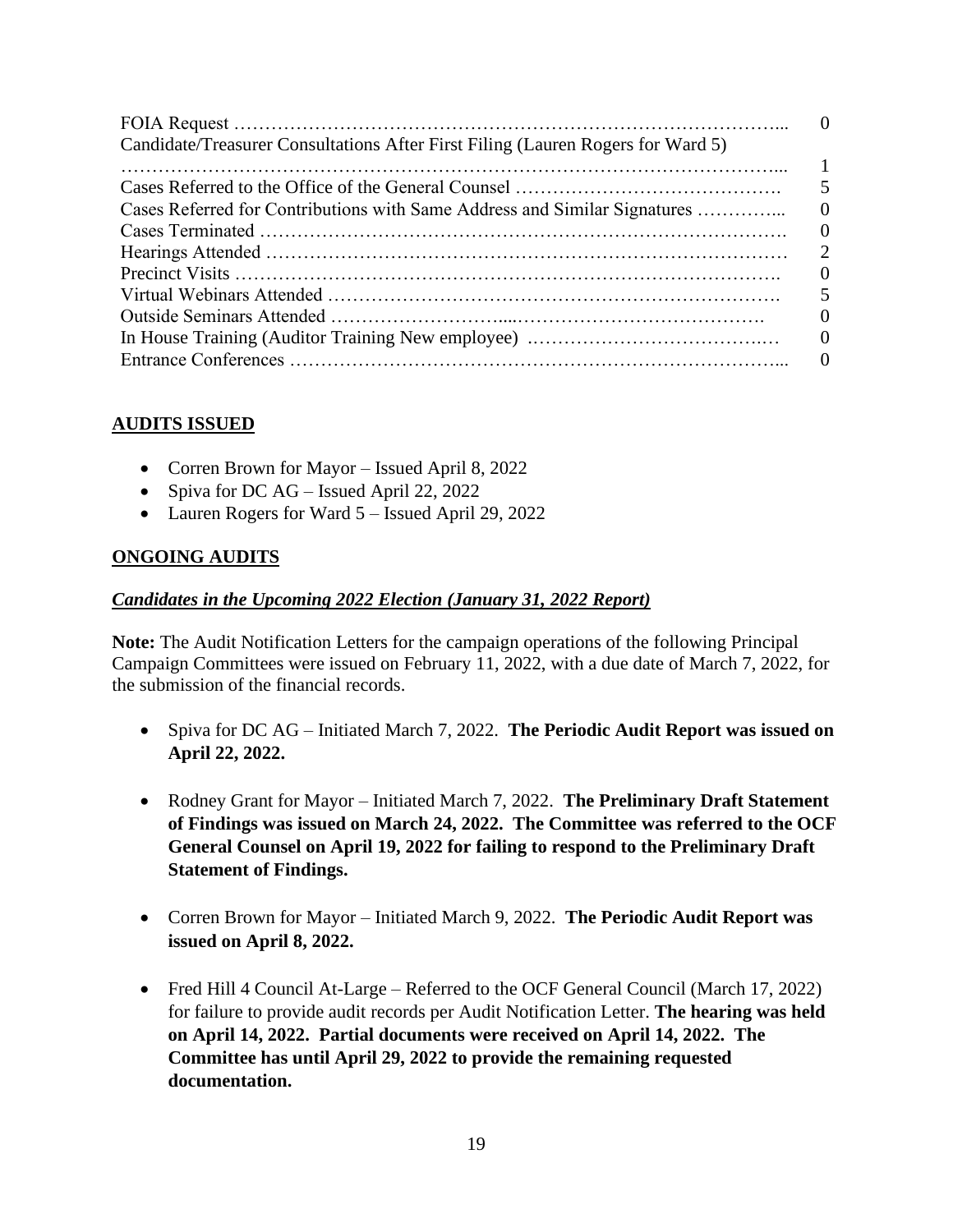| | |
|---|---|
| FOIA Request | 0 |
| Candidate/Treasurer Consultations After First Filing (Lauren Rogers for Ward 5) | 1 |
| Cases Referred to the Office of the General Counsel | 5 |
| Cases Referred for Contributions with Same Address and Similar Signatures | 0 |
| Cases Terminated | 0 |
| Hearings Attended | 2 |
| Precinct Visits | 0 |
| Virtual Webinars Attended | 5 |
| Outside Seminars Attended | 0 |
| In House Training (Auditor Training New employee) | 0 |
| Entrance Conferences | 0 |

## AUDITS ISSUED

- Corren Brown for Mayor – Issued April 8, 2022
- Spiva for DC AG – Issued April 22, 2022
- Lauren Rogers for Ward 5 – Issued April 29, 2022

## ONGOING AUDITS

### *Candidates in the Upcoming 2022 Election (January 31, 2022 Report)*

**Note:** The Audit Notification Letters for the campaign operations of the following Principal Campaign Committees were issued on February 11, 2022, with a due date of March 7, 2022, for the submission of the financial records.

- Spiva for DC AG – Initiated March 7, 2022. **The Periodic Audit Report was issued on April 22, 2022.**

- Rodney Grant for Mayor – Initiated March 7, 2022. **The Preliminary Draft Statement of Findings was issued on March 24, 2022. The Committee was referred to the OCF General Counsel on April 19, 2022 for failing to respond to the Preliminary Draft Statement of Findings.**

- Corren Brown for Mayor – Initiated March 9, 2022. **The Periodic Audit Report was issued on April 8, 2022.**

- Fred Hill 4 Council At-Large – Referred to the OCF General Council (March 17, 2022) for failure to provide audit records per Audit Notification Letter. **The hearing was held on April 14, 2022. Partial documents were received on April 14, 2022. The Committee has until April 29, 2022 to provide the remaining requested documentation.**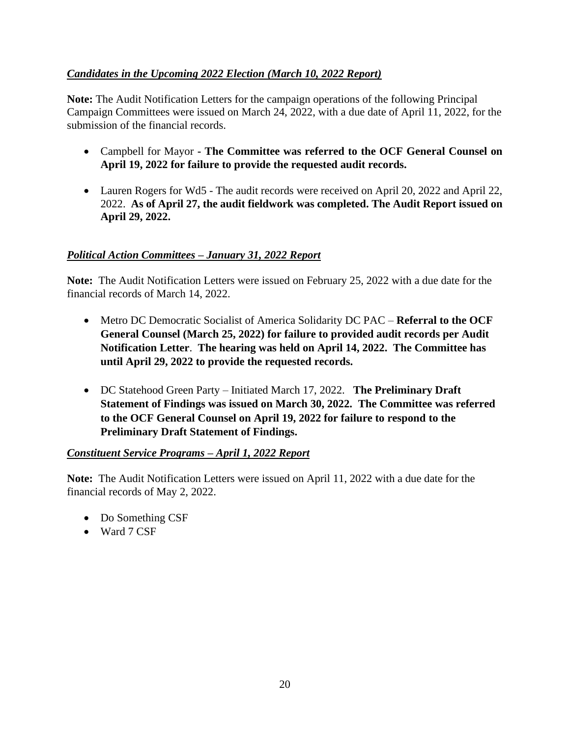***Candidates in the Upcoming 2022 Election (March 10, 2022 Report)***

**Note:** The Audit Notification Letters for the campaign operations of the following Principal Campaign Committees were issued on March 24, 2022, with a due date of April 11, 2022, for the submission of the financial records.

- Campbell for Mayor **- The Committee was referred to the OCF General Counsel on April 19, 2022 for failure to provide the requested audit records.**
- Lauren Rogers for Wd5 - The audit records were received on April 20, 2022 and April 22, 2022. **As of April 27, the audit fieldwork was completed. The Audit Report issued on April 29, 2022.**

***Political Action Committees – January 31, 2022 Report***

**Note:** The Audit Notification Letters were issued on February 25, 2022 with a due date for the financial records of March 14, 2022.

- Metro DC Democratic Socialist of America Solidarity DC PAC – **Referral to the OCF General Counsel (March 25, 2022) for failure to provided audit records per Audit Notification Letter**. **The hearing was held on April 14, 2022. The Committee has until April 29, 2022 to provide the requested records.**
- DC Statehood Green Party – Initiated March 17, 2022. **The Preliminary Draft Statement of Findings was issued on March 30, 2022. The Committee was referred to the OCF General Counsel on April 19, 2022 for failure to respond to the Preliminary Draft Statement of Findings.**

***Constituent Service Programs – April 1, 2022 Report***

**Note:** The Audit Notification Letters were issued on April 11, 2022 with a due date for the financial records of May 2, 2022.

- Do Something CSF
- Ward 7 CSF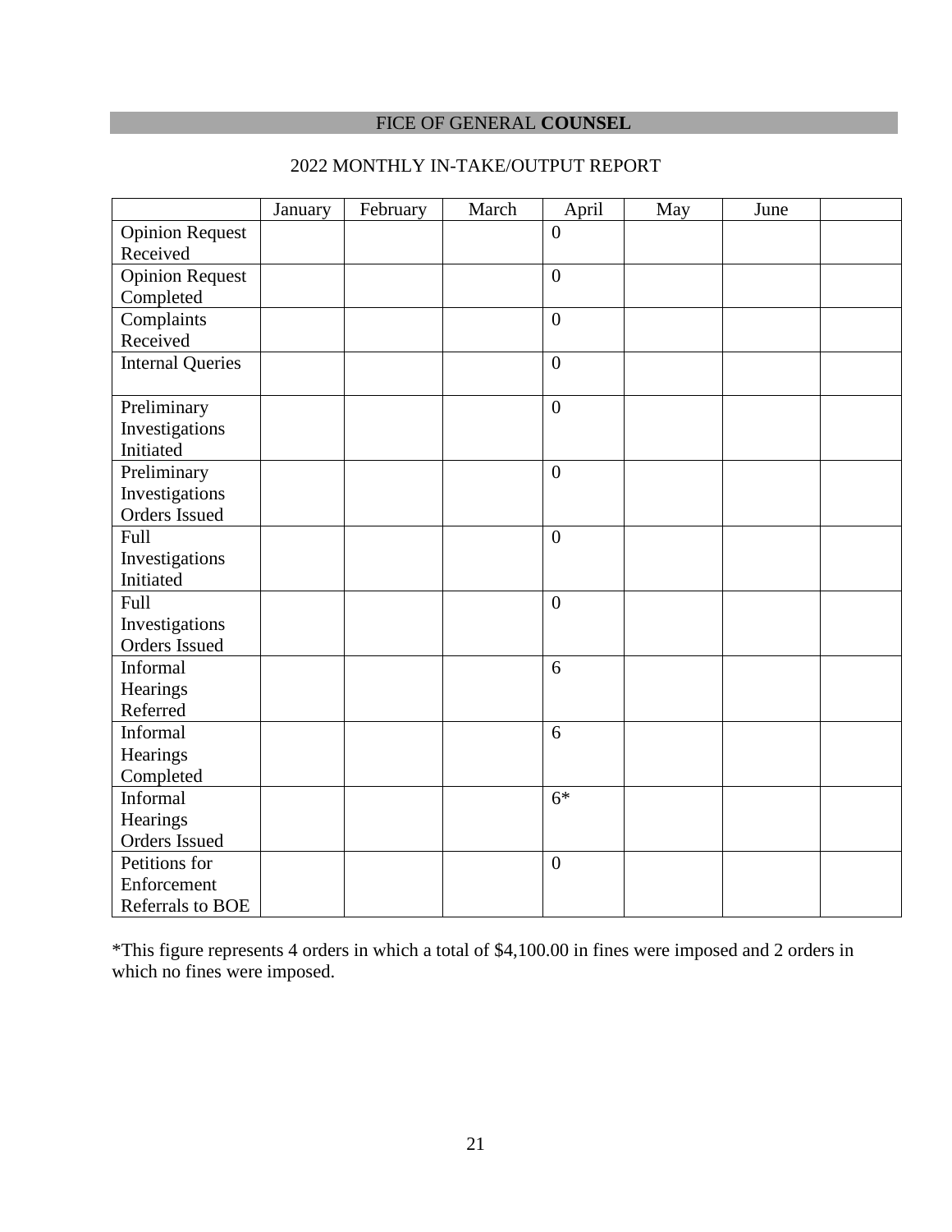## FICE OF GENERAL **COUNSEL**

### 2022 MONTHLY IN-TAKE/OUTPUT REPORT

| | January | February | March | April | May | June | |
|---|---|---|---|---|---|---|---|
| Opinion Request Received | | | | 0 | | | |
| Opinion Request Completed | | | | 0 | | | |
| Complaints Received | | | | 0 | | | |
| Internal Queries | | | | 0 | | | |
| Preliminary Investigations Initiated | | | | 0 | | | |
| Preliminary Investigations Orders Issued | | | | 0 | | | |
| Full Investigations Initiated | | | | 0 | | | |
| Full Investigations Orders Issued | | | | 0 | | | |
| Informal Hearings Referred | | | | 6 | | | |
| Informal Hearings Completed | | | | 6 | | | |
| Informal Hearings Orders Issued | | | | 6* | | | |
| Petitions for Enforcement Referrals to BOE | | | | 0 | | | |

*This figure represents 4 orders in which a total of $4,100.00 in fines were imposed and 2 orders in which no fines were imposed.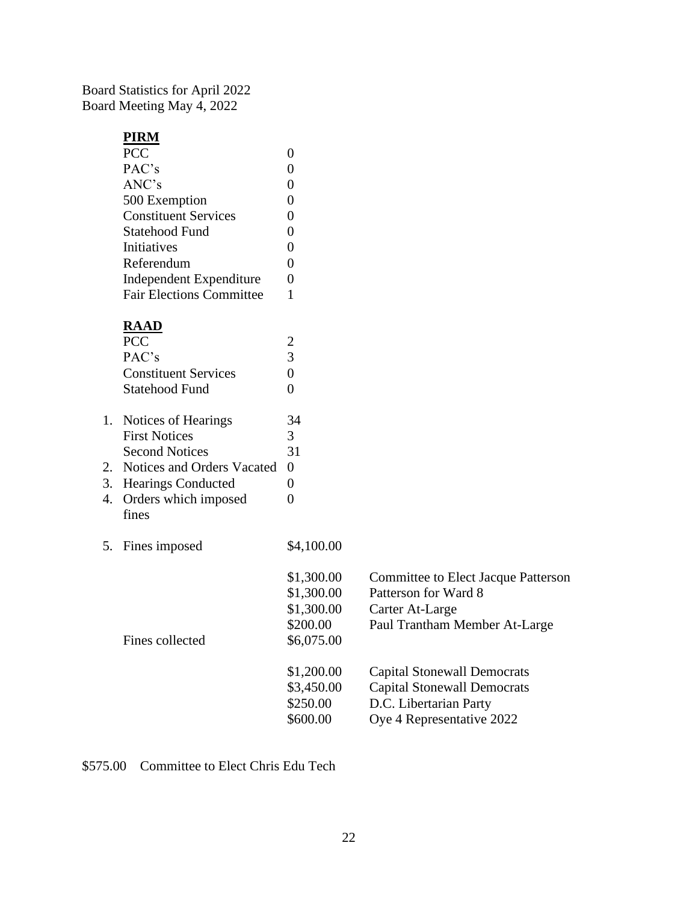Board Statistics for April 2022
Board Meeting May 4, 2022

**PIRM**

| | |
|---|---|
| PCC | 0 |
| PAC's | 0 |
| ANC's | 0 |
| 500 Exemption | 0 |
| Constituent Services | 0 |
| Statehood Fund | 0 |
| Initiatives | 0 |
| Referendum | 0 |
| Independent Expenditure | 0 |
| Fair Elections Committee | 1 |

**RAAD**

| | |
|---|---|
| PCC | 2 |
| PAC's | 3 |
| Constituent Services | 0 |
| Statehood Fund | 0 |

| | | | |
|---|---|---|---|
| 1. | Notices of Hearings | 34 | |
| | First Notices | 3 | |
| | Second Notices | 31 | |
| 2. | Notices and Orders Vacated | 0 | |
| 3. | Hearings Conducted | 0 | |
| 4. | Orders which imposed fines | 0 | |
| 5. | Fines imposed | \$4,100.00 | |
| | | \$1,300.00 | Committee to Elect Jacque Patterson |
| | | \$1,300.00 | Patterson for Ward 8 |
| | | \$1,300.00 | Carter At-Large |
| | | \$200.00 | Paul Trantham Member At-Large |
| | Fines collected | \$6,075.00 | |
| | | \$1,200.00 | Capital Stonewall Democrats |
| | | \$3,450.00 | Capital Stonewall Democrats |
| | | \$250.00 | D.C. Libertarian Party |
| | | \$600.00 | Oye 4 Representative 2022 |

\$575.00 Committee to Elect Chris Edu Tech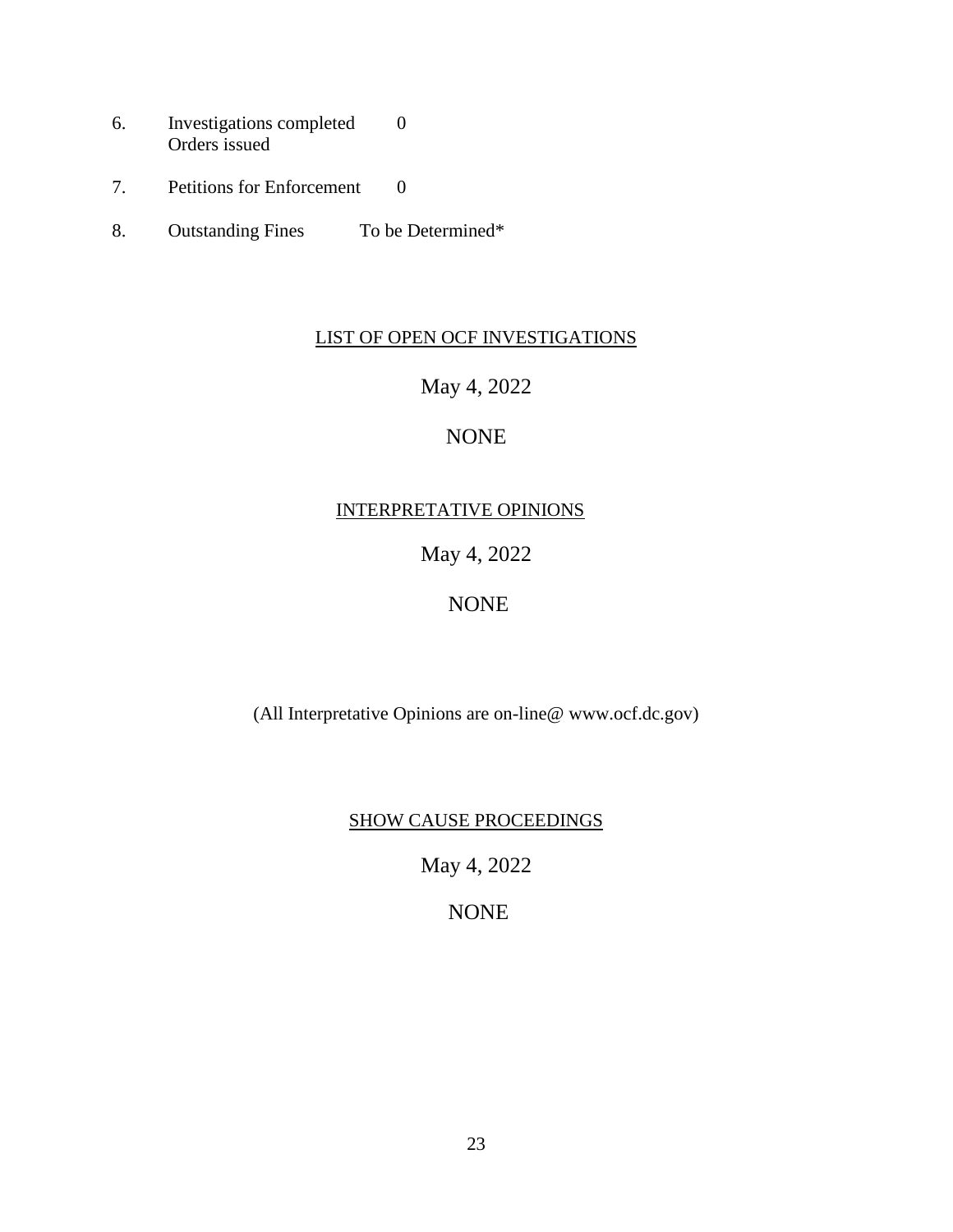6. Investigations completed 0
   Orders issued

7. Petitions for Enforcement 0

8. Outstanding Fines To be Determined*

<u>LIST OF OPEN OCF INVESTIGATIONS</u>

May 4, 2022

NONE

<u>INTERPRETATIVE OPINIONS</u>

May 4, 2022

NONE

(All Interpretative Opinions are on-line@ www.ocf.dc.gov)

<u>SHOW CAUSE PROCEEDINGS</u>

May 4, 2022

NONE